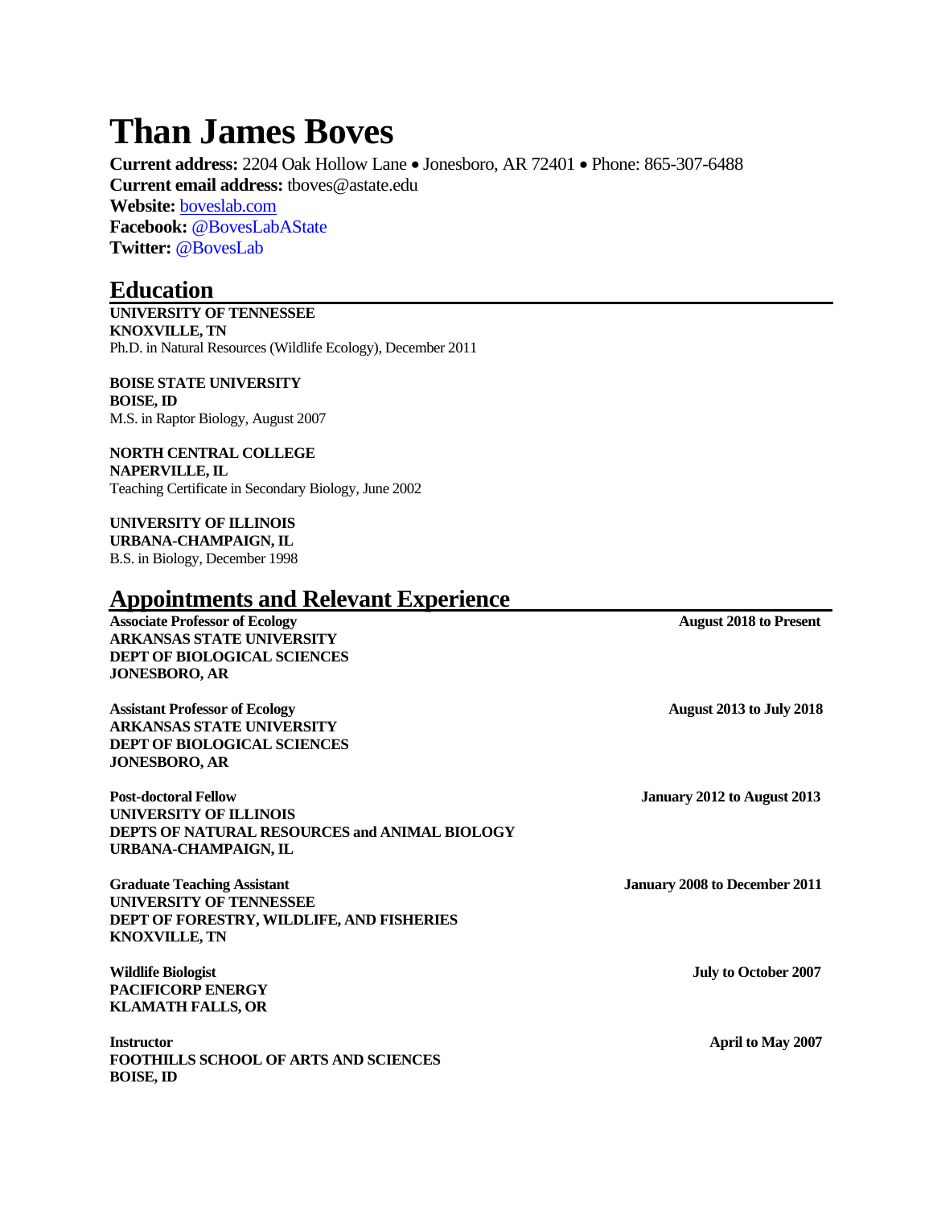# Than James Boves

**Current address:** 2204 Oak Hollow Lane • Jonesboro, AR 72401 • Phone: 865-307-6488
**Current email address:** tboves@astate.edu
**Website:** boveslab.com
**Facebook:** @BovesLabAState
**Twitter:** @BovesLab

## Education

**UNIVERSITY OF TENNESSEE**
**KNOXVILLE, TN**
Ph.D. in Natural Resources (Wildlife Ecology), December 2011

**BOISE STATE UNIVERSITY**
**BOISE, ID**
M.S. in Raptor Biology, August 2007

**NORTH CENTRAL COLLEGE**
**NAPERVILLE, IL**
Teaching Certificate in Secondary Biology, June 2002

**UNIVERSITY OF ILLINOIS**
**URBANA-CHAMPAIGN, IL**
B.S. in Biology, December 1998

## Appointments and Relevant Experience

**Associate Professor of Ecology** — **August 2018 to Present**
**ARKANSAS STATE UNIVERSITY**
**DEPT OF BIOLOGICAL SCIENCES**
**JONESBORO, AR**

**Assistant Professor of Ecology** — **August 2013 to July 2018**
**ARKANSAS STATE UNIVERSITY**
**DEPT OF BIOLOGICAL SCIENCES**
**JONESBORO, AR**

**Post-doctoral Fellow** — **January 2012 to August 2013**
**UNIVERSITY OF ILLINOIS**
**DEPTS OF NATURAL RESOURCES and ANIMAL BIOLOGY**
**URBANA-CHAMPAIGN, IL**

**Graduate Teaching Assistant** — **January 2008 to December 2011**
**UNIVERSITY OF TENNESSEE**
**DEPT OF FORESTRY, WILDLIFE, AND FISHERIES**
**KNOXVILLE, TN**

**Wildlife Biologist** — **July to October 2007**
**PACIFICORP ENERGY**
**KLAMATH FALLS, OR**

**Instructor** — **April to May 2007**
**FOOTHILLS SCHOOL OF ARTS AND SCIENCES**
**BOISE, ID**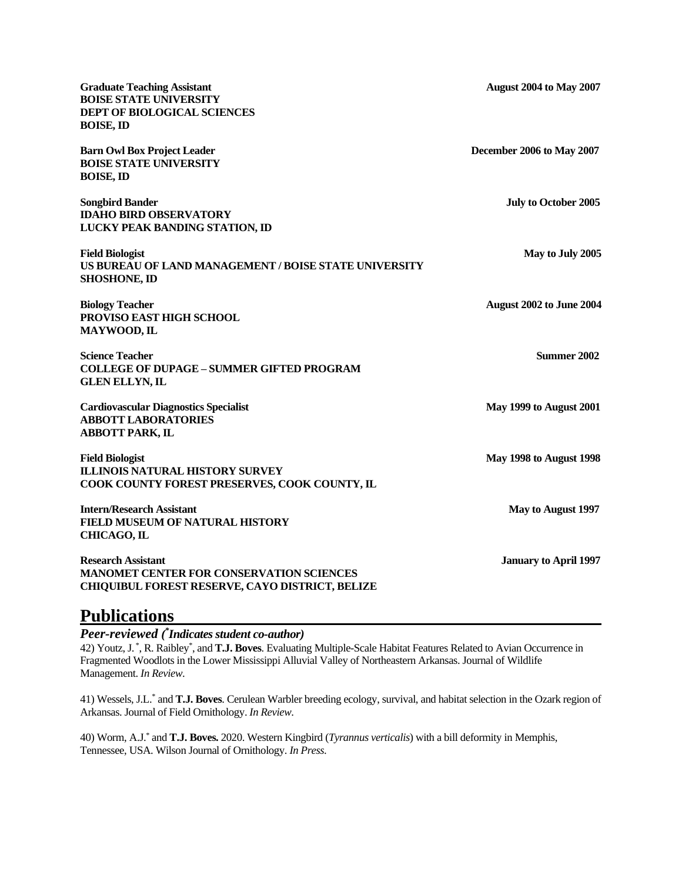**Graduate Teaching Assistant** **August 2004 to May 2007**
**BOISE STATE UNIVERSITY**
**DEPT OF BIOLOGICAL SCIENCES**
**BOISE, ID**

**Barn Owl Box Project Leader** **December 2006 to May 2007**
**BOISE STATE UNIVERSITY**
**BOISE, ID**

**Songbird Bander** **July to October 2005**
**IDAHO BIRD OBSERVATORY**
**LUCKY PEAK BANDING STATION, ID**

**Field Biologist** **May to July 2005**
**US BUREAU OF LAND MANAGEMENT / BOISE STATE UNIVERSITY**
**SHOSHONE, ID**

**Biology Teacher** **August 2002 to June 2004**
**PROVISO EAST HIGH SCHOOL**
**MAYWOOD, IL**

**Science Teacher** **Summer 2002**
**COLLEGE OF DUPAGE – SUMMER GIFTED PROGRAM**
**GLEN ELLYN, IL**

**Cardiovascular Diagnostics Specialist** **May 1999 to August 2001**
**ABBOTT LABORATORIES**
**ABBOTT PARK, IL**

**Field Biologist** **May 1998 to August 1998**
**ILLINOIS NATURAL HISTORY SURVEY**
**COOK COUNTY FOREST PRESERVES, COOK COUNTY, IL**

**Intern/Research Assistant** **May to August 1997**
**FIELD MUSEUM OF NATURAL HISTORY**
**CHICAGO, IL**

**Research Assistant** **January to April 1997**
**MANOMET CENTER FOR CONSERVATION SCIENCES**
**CHIQUIBUL FOREST RESERVE, CAYO DISTRICT, BELIZE**

## Publications

### *Peer-reviewed (*Indicates student co-author)*

42) Youtz, J.*, R. Raibley*, and **T.J. Boves**. Evaluating Multiple-Scale Habitat Features Related to Avian Occurrence in Fragmented Woodlots in the Lower Mississippi Alluvial Valley of Northeastern Arkansas. Journal of Wildlife Management. *In Review*.

41) Wessels, J.L.* and **T.J. Boves**. Cerulean Warbler breeding ecology, survival, and habitat selection in the Ozark region of Arkansas. Journal of Field Ornithology. *In Review*.

40) Worm, A.J.* and **T.J. Boves.** 2020. Western Kingbird (*Tyrannus verticalis*) with a bill deformity in Memphis, Tennessee, USA. Wilson Journal of Ornithology. *In Press.*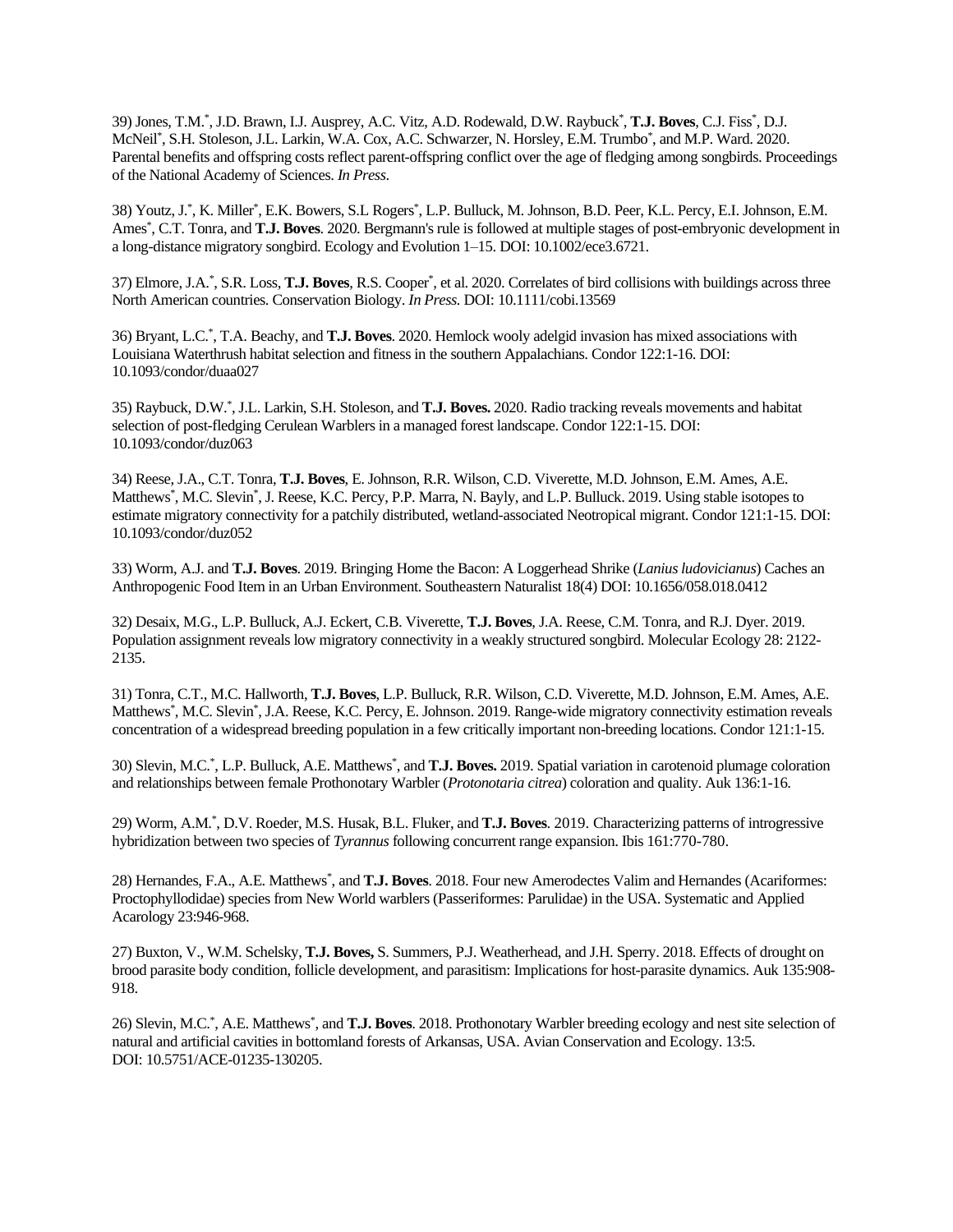39) Jones, T.M.[*], J.D. Brawn, I.J. Ausprey, A.C. Vitz, A.D. Rodewald, D.W. Raybuck[*], **T.J. Boves**, C.J. Fiss[*], D.J. McNeil[*], S.H. Stoleson, J.L. Larkin, W.A. Cox, A.C. Schwarzer, N. Horsley, E.M. Trumbo[*], and M.P. Ward. 2020. Parental benefits and offspring costs reflect parent-offspring conflict over the age of fledging among songbirds. Proceedings of the National Academy of Sciences. *In Press*.

38) Youtz, J.[*], K. Miller[*], E.K. Bowers, S.L Rogers[*], L.P. Bulluck, M. Johnson, B.D. Peer, K.L. Percy, E.I. Johnson, E.M. Ames[*], C.T. Tonra, and **T.J. Boves**. 2020. Bergmann's rule is followed at multiple stages of post-embryonic development in a long-distance migratory songbird. Ecology and Evolution 1–15. DOI: 10.1002/ece3.6721.

37) Elmore, J.A.[*], S.R. Loss, **T.J. Boves**, R.S. Cooper[*], et al. 2020. Correlates of bird collisions with buildings across three North American countries. Conservation Biology. *In Press.* DOI: 10.1111/cobi.13569

36) Bryant, L.C.[*], T.A. Beachy, and **T.J. Boves**. 2020. Hemlock wooly adelgid invasion has mixed associations with Louisiana Waterthrush habitat selection and fitness in the southern Appalachians. Condor 122:1-16. DOI: 10.1093/condor/duaa027

35) Raybuck, D.W.[*], J.L. Larkin, S.H. Stoleson, and **T.J. Boves.** 2020. Radio tracking reveals movements and habitat selection of post-fledging Cerulean Warblers in a managed forest landscape. Condor 122:1-15. DOI: 10.1093/condor/duz063

34) Reese, J.A., C.T. Tonra, **T.J. Boves**, E. Johnson, R.R. Wilson, C.D. Viverette, M.D. Johnson, E.M. Ames, A.E. Matthews[*], M.C. Slevin[*], J. Reese, K.C. Percy, P.P. Marra, N. Bayly, and L.P. Bulluck. 2019. Using stable isotopes to estimate migratory connectivity for a patchily distributed, wetland-associated Neotropical migrant. Condor 121:1-15. DOI: 10.1093/condor/duz052

33) Worm, A.J. and **T.J. Boves**. 2019. Bringing Home the Bacon: A Loggerhead Shrike (*Lanius ludovicianus*) Caches an Anthropogenic Food Item in an Urban Environment. Southeastern Naturalist 18(4) DOI: 10.1656/058.018.0412

32) Desaix, M.G., L.P. Bulluck, A.J. Eckert, C.B. Viverette, **T.J. Boves**, J.A. Reese, C.M. Tonra, and R.J. Dyer. 2019. Population assignment reveals low migratory connectivity in a weakly structured songbird. Molecular Ecology 28: 2122-2135.

31) Tonra, C.T., M.C. Hallworth, **T.J. Boves**, L.P. Bulluck, R.R. Wilson, C.D. Viverette, M.D. Johnson, E.M. Ames, A.E. Matthews[*], M.C. Slevin[*], J.A. Reese, K.C. Percy, E. Johnson. 2019. Range-wide migratory connectivity estimation reveals concentration of a widespread breeding population in a few critically important non-breeding locations. Condor 121:1-15.

30) Slevin, M.C.[*], L.P. Bulluck, A.E. Matthews[*], and **T.J. Boves.** 2019. Spatial variation in carotenoid plumage coloration and relationships between female Prothonotary Warbler (*Protonotaria citrea*) coloration and quality. Auk 136:1-16.

29) Worm, A.M.[*], D.V. Roeder, M.S. Husak, B.L. Fluker, and **T.J. Boves**. 2019. Characterizing patterns of introgressive hybridization between two species of *Tyrannus* following concurrent range expansion. Ibis 161:770-780.

28) Hernandes, F.A., A.E. Matthews[*], and **T.J. Boves**. 2018. Four new Amerodectes Valim and Hernandes (Acariformes: Proctophyllodidae) species from New World warblers (Passeriformes: Parulidae) in the USA. Systematic and Applied Acarology 23:946-968.

27) Buxton, V., W.M. Schelsky, **T.J. Boves,** S. Summers, P.J. Weatherhead, and J.H. Sperry. 2018. Effects of drought on brood parasite body condition, follicle development, and parasitism: Implications for host-parasite dynamics. Auk 135:908-918.

26) Slevin, M.C.[*], A.E. Matthews[*], and **T.J. Boves**. 2018. Prothonotary Warbler breeding ecology and nest site selection of natural and artificial cavities in bottomland forests of Arkansas, USA. Avian Conservation and Ecology. 13:5. DOI: 10.5751/ACE-01235-130205.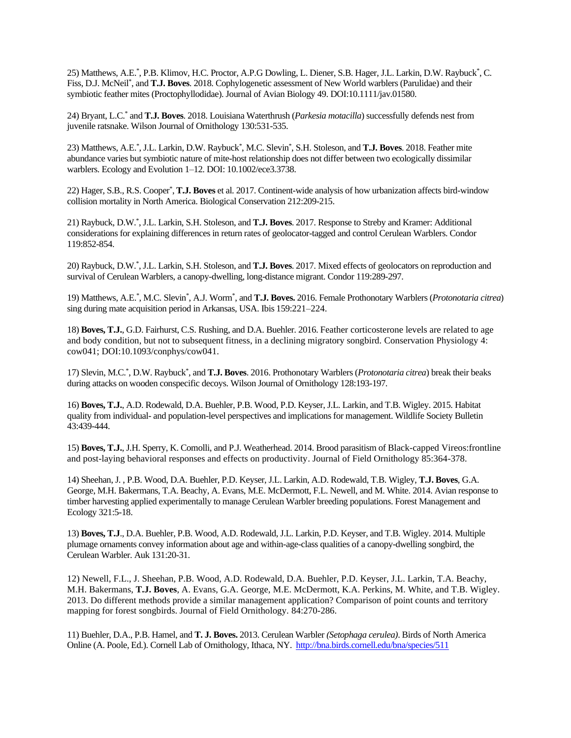25) Matthews, A.E.[*], P.B. Klimov, H.C. Proctor, A.P.G Dowling, L. Diener, S.B. Hager, J.L. Larkin, D.W. Raybuck[*], C. Fiss, D.J. McNeil[*], and **T.J. Boves**. 2018. Cophylogenetic assessment of New World warblers (Parulidae) and their symbiotic feather mites (Proctophyllodidae). Journal of Avian Biology 49. DOI:10.1111/jav.01580.

24) Bryant, L.C.[*] and **T.J. Boves**. 2018. Louisiana Waterthrush (*Parkesia motacilla*) successfully defends nest from juvenile ratsnake. Wilson Journal of Ornithology 130:531-535.

23) Matthews, A.E.[*], J.L. Larkin, D.W. Raybuck[*], M.C. Slevin[*], S.H. Stoleson, and **T.J. Boves**. 2018. Feather mite abundance varies but symbiotic nature of mite-host relationship does not differ between two ecologically dissimilar warblers. Ecology and Evolution 1–12. DOI: 10.1002/ece3.3738.

22) Hager, S.B., R.S. Cooper[*], **T.J. Boves** et al. 2017. Continent-wide analysis of how urbanization affects bird-window collision mortality in North America. Biological Conservation 212:209-215.

21) Raybuck, D.W.[*], J.L. Larkin, S.H. Stoleson, and **T.J. Boves**. 2017. Response to Streby and Kramer: Additional considerations for explaining differences in return rates of geolocator-tagged and control Cerulean Warblers. Condor 119:852-854.

20) Raybuck, D.W.[*], J.L. Larkin, S.H. Stoleson, and **T.J. Boves**. 2017. Mixed effects of geolocators on reproduction and survival of Cerulean Warblers, a canopy-dwelling, long-distance migrant. Condor 119:289-297.

19) Matthews, A.E.[*], M.C. Slevin[*], A.J. Worm[*], and **T.J. Boves.** 2016. Female Prothonotary Warblers (*Protonotaria citrea*) sing during mate acquisition period in Arkansas, USA. Ibis 159:221–224.

18) **Boves, T.J.**, G.D. Fairhurst, C.S. Rushing, and D.A. Buehler. 2016. Feather corticosterone levels are related to age and body condition, but not to subsequent fitness, in a declining migratory songbird. Conservation Physiology 4: cow041; DOI:10.1093/conphys/cow041.

17) Slevin, M.C.[*], D.W. Raybuck[*], and **T.J. Boves**. 2016. Prothonotary Warblers (*Protonotaria citrea*) break their beaks during attacks on wooden conspecific decoys. Wilson Journal of Ornithology 128:193-197.

16) **Boves, T.J.**, A.D. Rodewald, D.A. Buehler, P.B. Wood, P.D. Keyser, J.L. Larkin, and T.B. Wigley. 2015. Habitat quality from individual- and population-level perspectives and implications for management. Wildlife Society Bulletin 43:439-444.

15) **Boves, T.J.**, J.H. Sperry, K. Comolli, and P.J. Weatherhead. 2014. Brood parasitism of Black-capped Vireos:frontline and post-laying behavioral responses and effects on productivity. Journal of Field Ornithology 85:364-378.

14) Sheehan, J. , P.B. Wood, D.A. Buehler, P.D. Keyser, J.L. Larkin, A.D. Rodewald, T.B. Wigley, **T.J. Boves**, G.A. George, M.H. Bakermans, T.A. Beachy, A. Evans, M.E. McDermott, F.L. Newell, and M. White. 2014. Avian response to timber harvesting applied experimentally to manage Cerulean Warbler breeding populations. Forest Management and Ecology 321:5-18.

13) **Boves, T.J**., D.A. Buehler, P.B. Wood, A.D. Rodewald, J.L. Larkin, P.D. Keyser, and T.B. Wigley. 2014. Multiple plumage ornaments convey information about age and within-age-class qualities of a canopy-dwelling songbird, the Cerulean Warbler. Auk 131:20-31.

12) Newell, F.L., J. Sheehan, P.B. Wood, A.D. Rodewald, D.A. Buehler, P.D. Keyser, J.L. Larkin, T.A. Beachy, M.H. Bakermans, **T.J. Boves**, A. Evans, G.A. George, M.E. McDermott, K.A. Perkins, M. White, and T.B. Wigley. 2013. Do different methods provide a similar management application? Comparison of point counts and territory mapping for forest songbirds. Journal of Field Ornithology. 84:270-286.

11) Buehler, D.A., P.B. Hamel, and **T. J. Boves.** 2013. Cerulean Warbler *(Setophaga cerulea)*. Birds of North America Online (A. Poole, Ed.). Cornell Lab of Ornithology, Ithaca, NY. http://bna.birds.cornell.edu/bna/species/511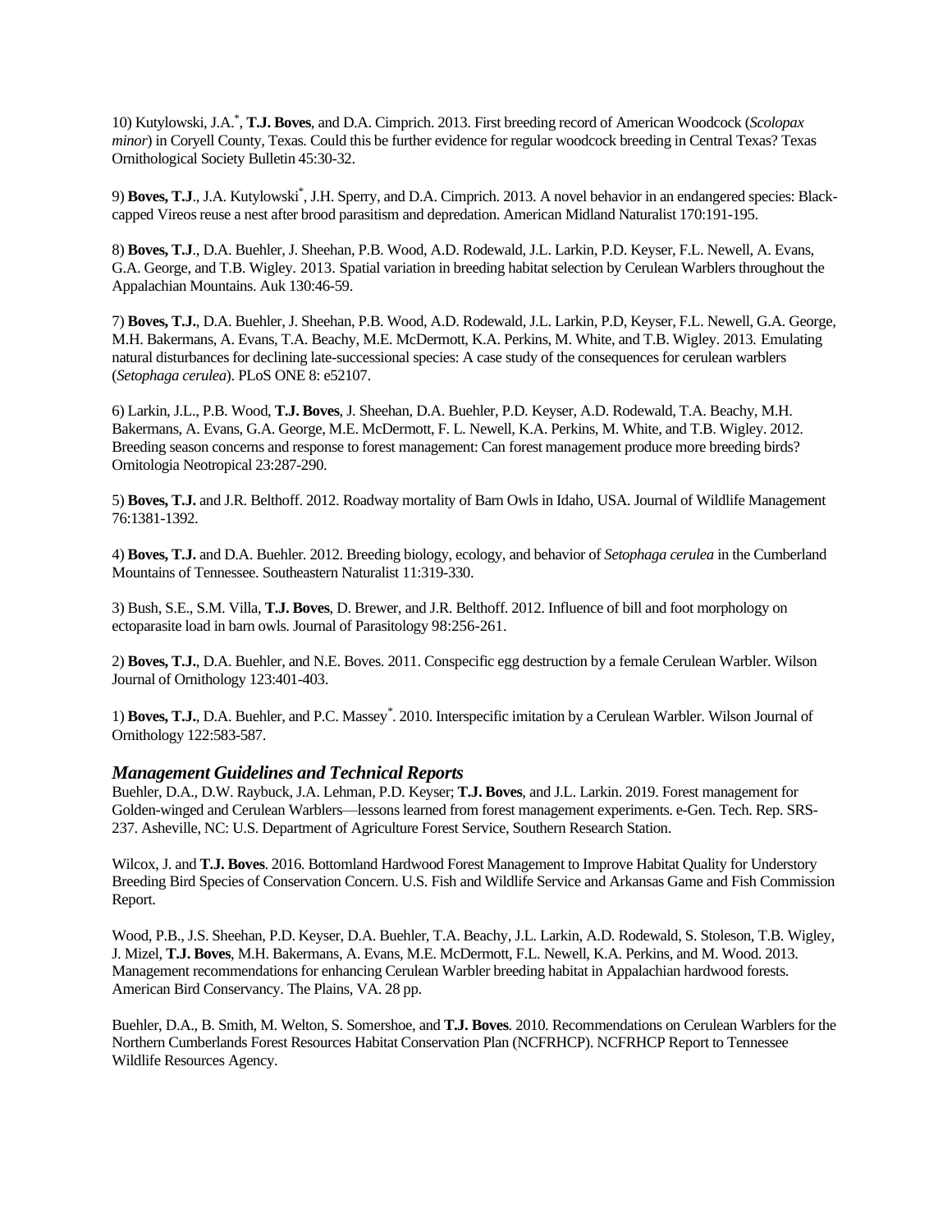10) Kutylowski, J.A.[*], **T.J. Boves**, and D.A. Cimprich. 2013. First breeding record of American Woodcock (*Scolopax minor*) in Coryell County, Texas. Could this be further evidence for regular woodcock breeding in Central Texas? Texas Ornithological Society Bulletin 45:30-32.

9) **Boves, T.J**., J.A. Kutylowski[*], J.H. Sperry, and D.A. Cimprich. 2013. A novel behavior in an endangered species: Black-capped Vireos reuse a nest after brood parasitism and depredation. American Midland Naturalist 170:191-195.

8) **Boves, T.J**., D.A. Buehler, J. Sheehan, P.B. Wood, A.D. Rodewald, J.L. Larkin, P.D. Keyser, F.L. Newell, A. Evans, G.A. George, and T.B. Wigley. 2013. Spatial variation in breeding habitat selection by Cerulean Warblers throughout the Appalachian Mountains. Auk 130:46-59.

7) **Boves, T.J.**, D.A. Buehler, J. Sheehan, P.B. Wood, A.D. Rodewald, J.L. Larkin, P.D, Keyser, F.L. Newell, G.A. George, M.H. Bakermans, A. Evans, T.A. Beachy, M.E. McDermott, K.A. Perkins, M. White, and T.B. Wigley. 2013. Emulating natural disturbances for declining late-successional species: A case study of the consequences for cerulean warblers (*Setophaga cerulea*). PLoS ONE 8: e52107.

6) Larkin, J.L., P.B. Wood, **T.J. Boves**, J. Sheehan, D.A. Buehler, P.D. Keyser, A.D. Rodewald, T.A. Beachy, M.H. Bakermans, A. Evans, G.A. George, M.E. McDermott, F. L. Newell, K.A. Perkins, M. White, and T.B. Wigley. 2012. Breeding season concerns and response to forest management: Can forest management produce more breeding birds? Ornitologia Neotropical 23:287-290.

5) **Boves, T.J.** and J.R. Belthoff. 2012. Roadway mortality of Barn Owls in Idaho, USA. Journal of Wildlife Management 76:1381-1392.

4) **Boves, T.J.** and D.A. Buehler. 2012. Breeding biology, ecology, and behavior of *Setophaga cerulea* in the Cumberland Mountains of Tennessee. Southeastern Naturalist 11:319-330.

3) Bush, S.E., S.M. Villa, **T.J. Boves**, D. Brewer, and J.R. Belthoff. 2012. Influence of bill and foot morphology on ectoparasite load in barn owls. Journal of Parasitology 98:256-261.

2) **Boves, T.J.**, D.A. Buehler, and N.E. Boves. 2011. Conspecific egg destruction by a female Cerulean Warbler. Wilson Journal of Ornithology 123:401-403.

1) **Boves, T.J.**, D.A. Buehler, and P.C. Massey[*]. 2010. Interspecific imitation by a Cerulean Warbler. Wilson Journal of Ornithology 122:583-587.

### *Management Guidelines and Technical Reports*

Buehler, D.A., D.W. Raybuck, J.A. Lehman, P.D. Keyser; **T.J. Boves**, and J.L. Larkin. 2019. Forest management for Golden-winged and Cerulean Warblers—lessons learned from forest management experiments. e-Gen. Tech. Rep. SRS-237. Asheville, NC: U.S. Department of Agriculture Forest Service, Southern Research Station.

Wilcox, J. and **T.J. Boves**. 2016. Bottomland Hardwood Forest Management to Improve Habitat Quality for Understory Breeding Bird Species of Conservation Concern. U.S. Fish and Wildlife Service and Arkansas Game and Fish Commission Report.

Wood, P.B., J.S. Sheehan, P.D. Keyser, D.A. Buehler, T.A. Beachy, J.L. Larkin, A.D. Rodewald, S. Stoleson, T.B. Wigley, J. Mizel, **T.J. Boves**, M.H. Bakermans, A. Evans, M.E. McDermott, F.L. Newell, K.A. Perkins, and M. Wood. 2013. Management recommendations for enhancing Cerulean Warbler breeding habitat in Appalachian hardwood forests. American Bird Conservancy. The Plains, VA. 28 pp.

Buehler, D.A., B. Smith, M. Welton, S. Somershoe, and **T.J. Boves**. 2010. Recommendations on Cerulean Warblers for the Northern Cumberlands Forest Resources Habitat Conservation Plan (NCFRHCP). NCFRHCP Report to Tennessee Wildlife Resources Agency.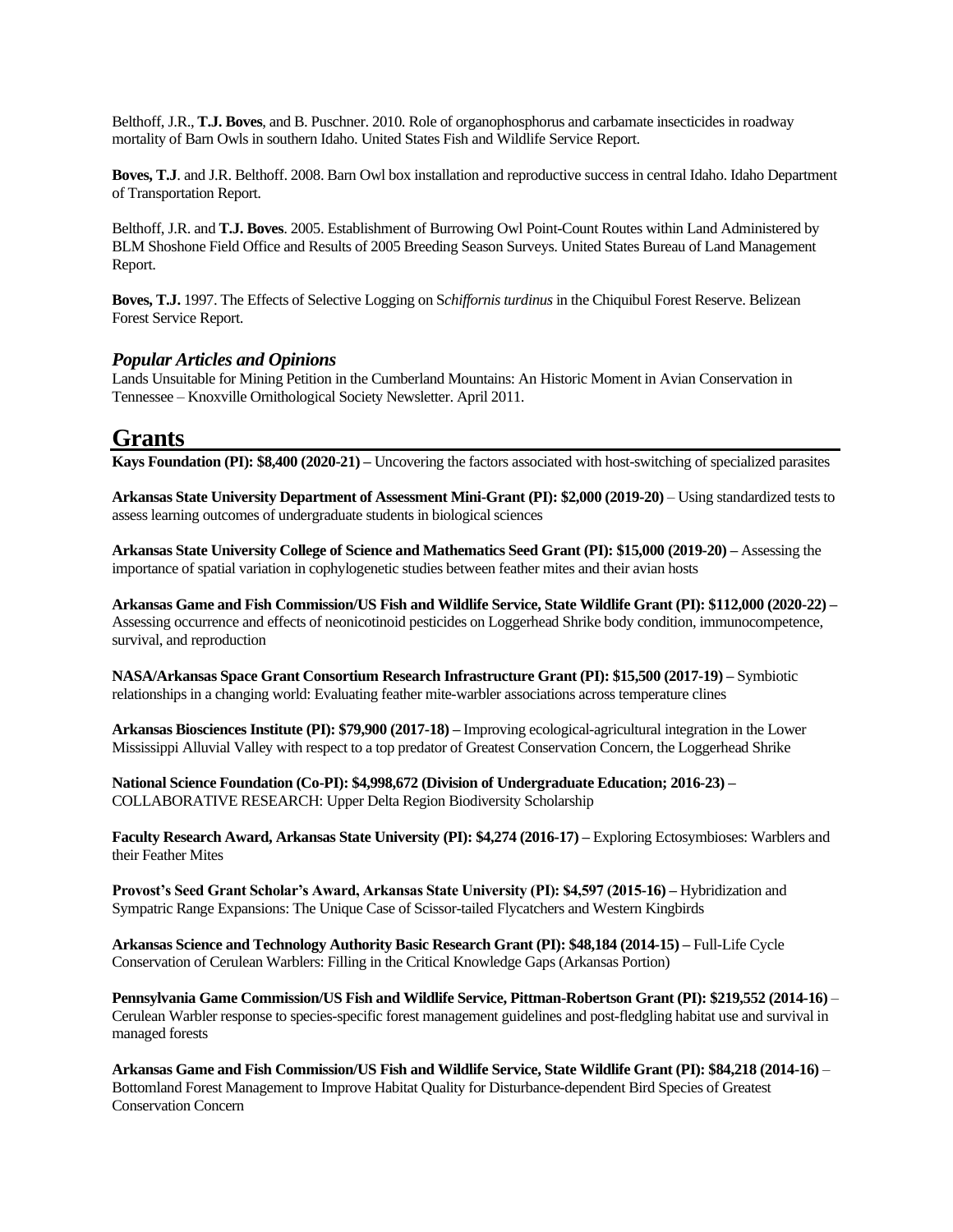Belthoff, J.R., **T.J. Boves**, and B. Puschner. 2010. Role of organophosphorus and carbamate insecticides in roadway mortality of Barn Owls in southern Idaho. United States Fish and Wildlife Service Report.

**Boves, T.J**. and J.R. Belthoff. 2008. Barn Owl box installation and reproductive success in central Idaho. Idaho Department of Transportation Report.

Belthoff, J.R. and **T.J. Boves**. 2005. Establishment of Burrowing Owl Point-Count Routes within Land Administered by BLM Shoshone Field Office and Results of 2005 Breeding Season Surveys. United States Bureau of Land Management Report.

**Boves, T.J.** 1997. The Effects of Selective Logging on S*chiffornis turdinus* in the Chiquibul Forest Reserve. Belizean Forest Service Report.

### *Popular Articles and Opinions*

Lands Unsuitable for Mining Petition in the Cumberland Mountains: An Historic Moment in Avian Conservation in Tennessee – Knoxville Ornithological Society Newsletter. April 2011.

## Grants

**Kays Foundation (PI): $8,400 (2020-21) –** Uncovering the factors associated with host-switching of specialized parasites

**Arkansas State University Department of Assessment Mini-Grant (PI): $2,000 (2019-20)** – Using standardized tests to assess learning outcomes of undergraduate students in biological sciences

**Arkansas State University College of Science and Mathematics Seed Grant (PI): $15,000 (2019-20) –** Assessing the importance of spatial variation in cophylogenetic studies between feather mites and their avian hosts

**Arkansas Game and Fish Commission/US Fish and Wildlife Service, State Wildlife Grant (PI): $112,000 (2020-22) –** Assessing occurrence and effects of neonicotinoid pesticides on Loggerhead Shrike body condition, immunocompetence, survival, and reproduction

**NASA/Arkansas Space Grant Consortium Research Infrastructure Grant (PI): $15,500 (2017-19) –** Symbiotic relationships in a changing world: Evaluating feather mite-warbler associations across temperature clines

**Arkansas Biosciences Institute (PI): $79,900 (2017-18) –** Improving ecological-agricultural integration in the Lower Mississippi Alluvial Valley with respect to a top predator of Greatest Conservation Concern, the Loggerhead Shrike

**National Science Foundation (Co-PI): $4,998,672 (Division of Undergraduate Education; 2016-23) –** COLLABORATIVE RESEARCH: Upper Delta Region Biodiversity Scholarship

**Faculty Research Award, Arkansas State University (PI): $4,274 (2016-17) –** Exploring Ectosymbioses: Warblers and their Feather Mites

**Provost's Seed Grant Scholar's Award, Arkansas State University (PI): $4,597 (2015-16) –** Hybridization and Sympatric Range Expansions: The Unique Case of Scissor-tailed Flycatchers and Western Kingbirds

**Arkansas Science and Technology Authority Basic Research Grant (PI): $48,184 (2014-15) –** Full-Life Cycle Conservation of Cerulean Warblers: Filling in the Critical Knowledge Gaps (Arkansas Portion)

**Pennsylvania Game Commission/US Fish and Wildlife Service, Pittman-Robertson Grant (PI): $219,552 (2014-16)** – Cerulean Warbler response to species-specific forest management guidelines and post-fledgling habitat use and survival in managed forests

**Arkansas Game and Fish Commission/US Fish and Wildlife Service, State Wildlife Grant (PI): $84,218 (2014-16)** – Bottomland Forest Management to Improve Habitat Quality for Disturbance-dependent Bird Species of Greatest Conservation Concern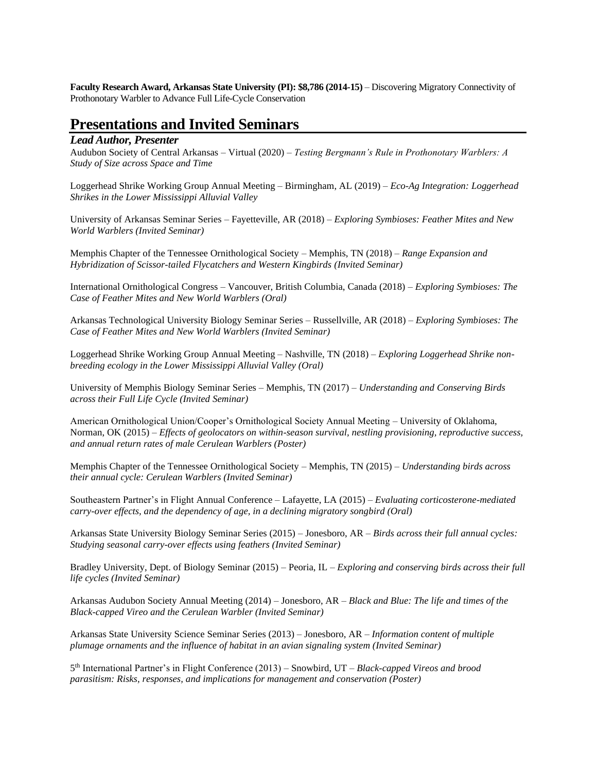**Faculty Research Award, Arkansas State University (PI): $8,786 (2014-15)** – Discovering Migratory Connectivity of Prothonotary Warbler to Advance Full Life-Cycle Conservation

# Presentations and Invited Seminars

### *Lead Author, Presenter*

Audubon Society of Central Arkansas – Virtual (2020) – *Testing Bergmann's Rule in Prothonotary Warblers: A Study of Size across Space and Time*

Loggerhead Shrike Working Group Annual Meeting – Birmingham, AL (2019) – *Eco-Ag Integration: Loggerhead Shrikes in the Lower Mississippi Alluvial Valley*

University of Arkansas Seminar Series – Fayetteville, AR (2018) – *Exploring Symbioses: Feather Mites and New World Warblers (Invited Seminar)*

Memphis Chapter of the Tennessee Ornithological Society – Memphis, TN (2018) – *Range Expansion and Hybridization of Scissor-tailed Flycatchers and Western Kingbirds (Invited Seminar)*

International Ornithological Congress – Vancouver, British Columbia, Canada (2018) – *Exploring Symbioses: The Case of Feather Mites and New World Warblers (Oral)*

Arkansas Technological University Biology Seminar Series – Russellville, AR (2018) – *Exploring Symbioses: The Case of Feather Mites and New World Warblers (Invited Seminar)*

Loggerhead Shrike Working Group Annual Meeting – Nashville, TN (2018) – *Exploring Loggerhead Shrike non-breeding ecology in the Lower Mississippi Alluvial Valley (Oral)*

University of Memphis Biology Seminar Series – Memphis, TN (2017) – *Understanding and Conserving Birds across their Full Life Cycle (Invited Seminar)*

American Ornithological Union/Cooper's Ornithological Society Annual Meeting – University of Oklahoma, Norman, OK (2015) – *Effects of geolocators on within-season survival, nestling provisioning, reproductive success, and annual return rates of male Cerulean Warblers (Poster)*

Memphis Chapter of the Tennessee Ornithological Society – Memphis, TN (2015) – *Understanding birds across their annual cycle: Cerulean Warblers (Invited Seminar)*

Southeastern Partner's in Flight Annual Conference – Lafayette, LA (2015) – *Evaluating corticosterone-mediated carry-over effects, and the dependency of age, in a declining migratory songbird (Oral)*

Arkansas State University Biology Seminar Series (2015) – Jonesboro, AR – *Birds across their full annual cycles: Studying seasonal carry-over effects using feathers (Invited Seminar)*

Bradley University, Dept. of Biology Seminar (2015) – Peoria, IL – *Exploring and conserving birds across their full life cycles (Invited Seminar)*

Arkansas Audubon Society Annual Meeting (2014) – Jonesboro, AR – *Black and Blue: The life and times of the Black-capped Vireo and the Cerulean Warbler (Invited Seminar)*

Arkansas State University Science Seminar Series (2013) – Jonesboro, AR – *Information content of multiple plumage ornaments and the influence of habitat in an avian signaling system (Invited Seminar)*

5th International Partner's in Flight Conference (2013) – Snowbird, UT – *Black-capped Vireos and brood parasitism: Risks, responses, and implications for management and conservation (Poster)*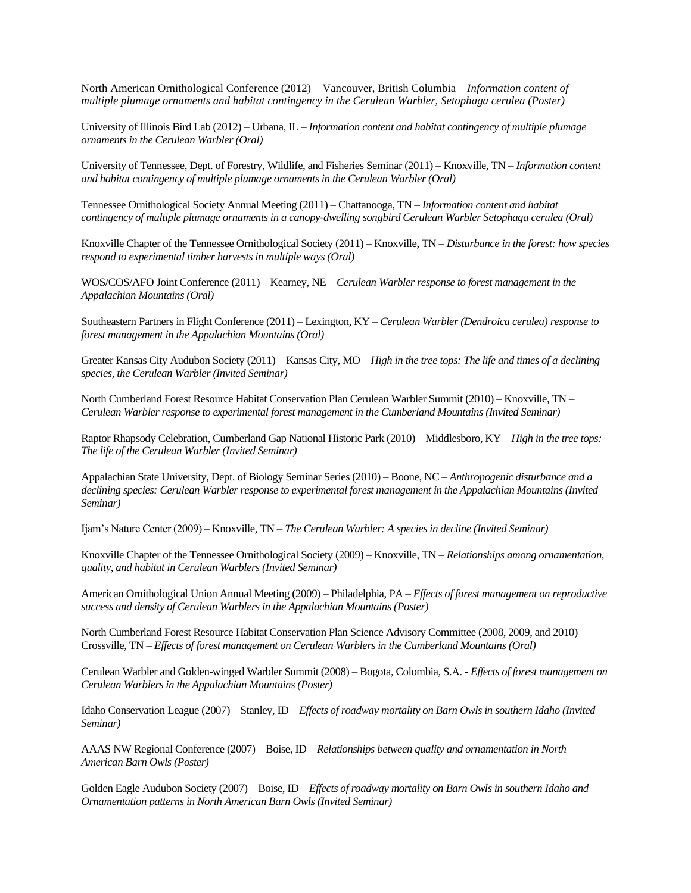North American Ornithological Conference (2012) – Vancouver, British Columbia – *Information content of multiple plumage ornaments and habitat contingency in the Cerulean Warbler, Setophaga cerulea (Poster)*

University of Illinois Bird Lab (2012) – Urbana, IL – *Information content and habitat contingency of multiple plumage ornaments in the Cerulean Warbler (Oral)*

University of Tennessee, Dept. of Forestry, Wildlife, and Fisheries Seminar (2011) – Knoxville, TN – *Information content and habitat contingency of multiple plumage ornaments in the Cerulean Warbler (Oral)*

Tennessee Ornithological Society Annual Meeting (2011) – Chattanooga, TN – *Information content and habitat contingency of multiple plumage ornaments in a canopy-dwelling songbird Cerulean Warbler Setophaga cerulea (Oral)*

Knoxville Chapter of the Tennessee Ornithological Society (2011) – Knoxville, TN – *Disturbance in the forest: how species respond to experimental timber harvests in multiple ways (Oral)*

WOS/COS/AFO Joint Conference (2011) – Kearney, NE – *Cerulean Warbler response to forest management in the Appalachian Mountains (Oral)*

Southeastern Partners in Flight Conference (2011) – Lexington, KY – *Cerulean Warbler (Dendroica cerulea) response to forest management in the Appalachian Mountains (Oral)*

Greater Kansas City Audubon Society (2011) – Kansas City, MO – *High in the tree tops: The life and times of a declining species, the Cerulean Warbler (Invited Seminar)*

North Cumberland Forest Resource Habitat Conservation Plan Cerulean Warbler Summit (2010) – Knoxville, TN – *Cerulean Warbler response to experimental forest management in the Cumberland Mountains (Invited Seminar)*

Raptor Rhapsody Celebration, Cumberland Gap National Historic Park (2010) – Middlesboro, KY – *High in the tree tops: The life of the Cerulean Warbler (Invited Seminar)*

Appalachian State University, Dept. of Biology Seminar Series (2010) – Boone, NC – *Anthropogenic disturbance and a declining species: Cerulean Warbler response to experimental forest management in the Appalachian Mountains (Invited Seminar)*

Ijam's Nature Center (2009) – Knoxville, TN – *The Cerulean Warbler: A species in decline (Invited Seminar)*

Knoxville Chapter of the Tennessee Ornithological Society (2009) – Knoxville, TN – *Relationships among ornamentation, quality, and habitat in Cerulean Warblers (Invited Seminar)*

American Ornithological Union Annual Meeting (2009) – Philadelphia, PA – *Effects of forest management on reproductive success and density of Cerulean Warblers in the Appalachian Mountains (Poster)*

North Cumberland Forest Resource Habitat Conservation Plan Science Advisory Committee (2008, 2009, and 2010) – Crossville, TN – *Effects of forest management on Cerulean Warblers in the Cumberland Mountains (Oral)*

Cerulean Warbler and Golden-winged Warbler Summit (2008) – Bogota, Colombia, S.A. - *Effects of forest management on Cerulean Warblers in the Appalachian Mountains (Poster)*

Idaho Conservation League (2007) – Stanley, ID – *Effects of roadway mortality on Barn Owls in southern Idaho (Invited Seminar)*

AAAS NW Regional Conference (2007) – Boise, ID – *Relationships between quality and ornamentation in North American Barn Owls (Poster)*

Golden Eagle Audubon Society (2007) – Boise, ID – *Effects of roadway mortality on Barn Owls in southern Idaho and Ornamentation patterns in North American Barn Owls (Invited Seminar)*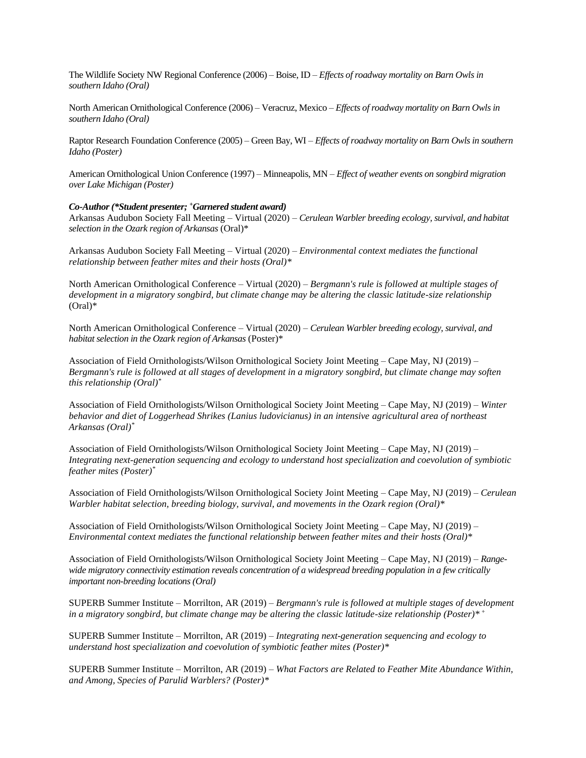The Wildlife Society NW Regional Conference (2006) – Boise, ID – *Effects of roadway mortality on Barn Owls in southern Idaho (Oral)*

North American Ornithological Conference (2006) – Veracruz, Mexico – *Effects of roadway mortality on Barn Owls in southern Idaho (Oral)*

Raptor Research Foundation Conference (2005) – Green Bay, WI – *Effects of roadway mortality on Barn Owls in southern Idaho (Poster)*

American Ornithological Union Conference (1997) – Minneapolis, MN – *Effect of weather events on songbird migration over Lake Michigan (Poster)*

***Co-Author (*Student presenter; +Garnered student award)***

Arkansas Audubon Society Fall Meeting – Virtual (2020) – *Cerulean Warbler breeding ecology, survival, and habitat selection in the Ozark region of Arkansas* (Oral)*

Arkansas Audubon Society Fall Meeting – Virtual (2020) – *Environmental context mediates the functional relationship between feather mites and their hosts (Oral)**

North American Ornithological Conference – Virtual (2020) – *Bergmann's rule is followed at multiple stages of development in a migratory songbird, but climate change may be altering the classic latitude-size relationship* (Oral)*

North American Ornithological Conference – Virtual (2020) – *Cerulean Warbler breeding ecology, survival, and habitat selection in the Ozark region of Arkansas* (Poster)*

Association of Field Ornithologists/Wilson Ornithological Society Joint Meeting – Cape May, NJ (2019) – *Bergmann's rule is followed at all stages of development in a migratory songbird, but climate change may soften this relationship (Oral)**

Association of Field Ornithologists/Wilson Ornithological Society Joint Meeting – Cape May, NJ (2019) – *Winter behavior and diet of Loggerhead Shrikes (Lanius ludovicianus) in an intensive agricultural area of northeast Arkansas (Oral)**

Association of Field Ornithologists/Wilson Ornithological Society Joint Meeting – Cape May, NJ (2019) – *Integrating next-generation sequencing and ecology to understand host specialization and coevolution of symbiotic feather mites (Poster)**

Association of Field Ornithologists/Wilson Ornithological Society Joint Meeting – Cape May, NJ (2019) – *Cerulean Warbler habitat selection, breeding biology, survival, and movements in the Ozark region (Oral)**

Association of Field Ornithologists/Wilson Ornithological Society Joint Meeting – Cape May, NJ (2019) – *Environmental context mediates the functional relationship between feather mites and their hosts (Oral)**

Association of Field Ornithologists/Wilson Ornithological Society Joint Meeting – Cape May, NJ (2019) – *Range-wide migratory connectivity estimation reveals concentration of a widespread breeding population in a few critically important non-breeding locations (Oral)*

SUPERB Summer Institute – Morrilton, AR (2019) – *Bergmann's rule is followed at multiple stages of development in a migratory songbird, but climate change may be altering the classic latitude-size relationship (Poster)* +*

SUPERB Summer Institute – Morrilton, AR (2019) – *Integrating next-generation sequencing and ecology to understand host specialization and coevolution of symbiotic feather mites (Poster)**

SUPERB Summer Institute – Morrilton, AR (2019) – *What Factors are Related to Feather Mite Abundance Within, and Among, Species of Parulid Warblers? (Poster)**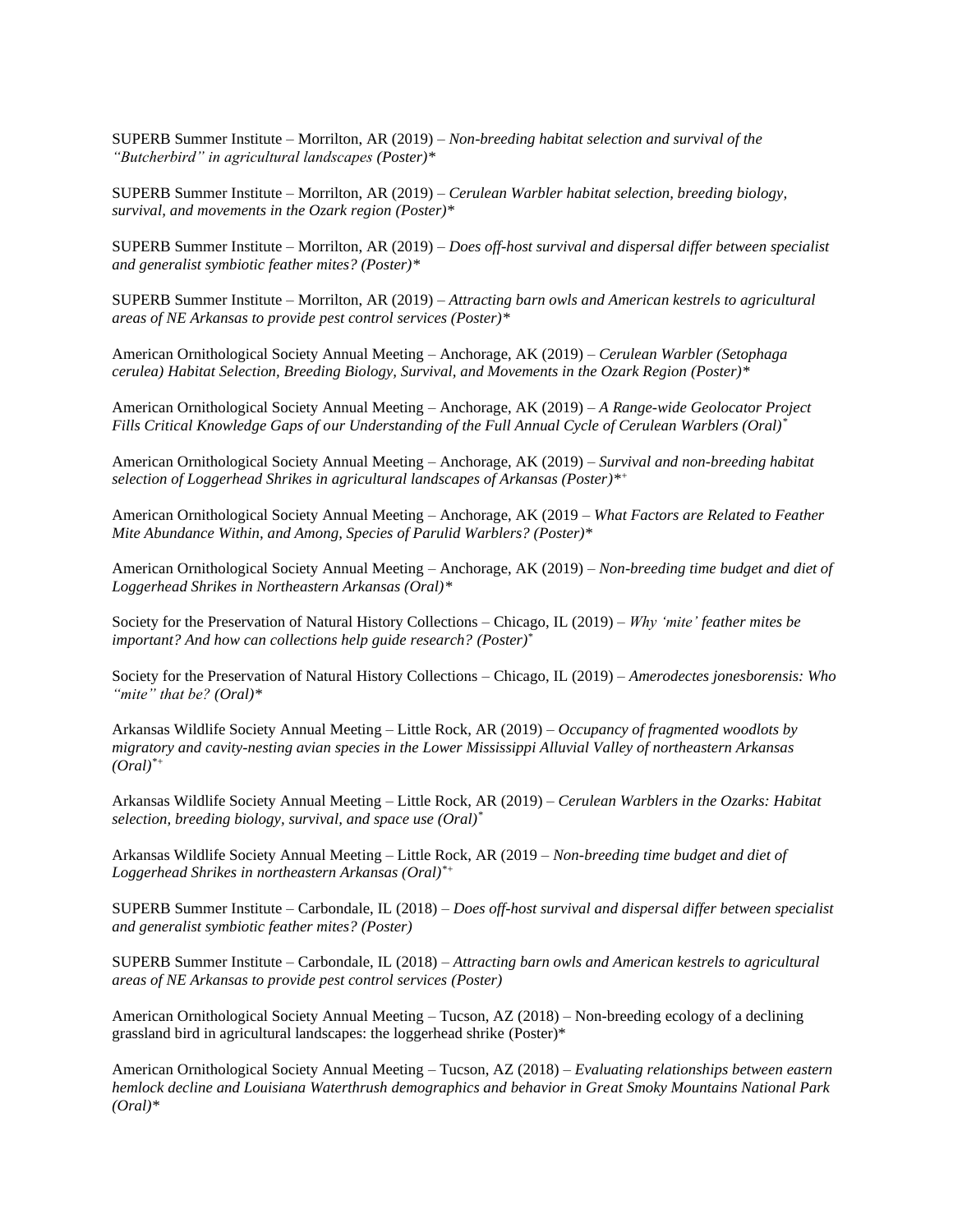SUPERB Summer Institute – Morrilton, AR (2019) – *Non-breeding habitat selection and survival of the "Butcherbird" in agricultural landscapes (Poster)**

SUPERB Summer Institute – Morrilton, AR (2019) – *Cerulean Warbler habitat selection, breeding biology, survival, and movements in the Ozark region (Poster)**

SUPERB Summer Institute – Morrilton, AR (2019) – *Does off-host survival and dispersal differ between specialist and generalist symbiotic feather mites? (Poster)**

SUPERB Summer Institute – Morrilton, AR (2019) – *Attracting barn owls and American kestrels to agricultural areas of NE Arkansas to provide pest control services (Poster)**

American Ornithological Society Annual Meeting – Anchorage, AK (2019) – *Cerulean Warbler (Setophaga cerulea) Habitat Selection, Breeding Biology, Survival, and Movements in the Ozark Region (Poster)**

American Ornithological Society Annual Meeting – Anchorage, AK (2019) – *A Range-wide Geolocator Project Fills Critical Knowledge Gaps of our Understanding of the Full Annual Cycle of Cerulean Warblers (Oral)**

American Ornithological Society Annual Meeting – Anchorage, AK (2019) – *Survival and non-breeding habitat selection of Loggerhead Shrikes in agricultural landscapes of Arkansas (Poster)*+*

American Ornithological Society Annual Meeting – Anchorage, AK (2019 – *What Factors are Related to Feather Mite Abundance Within, and Among, Species of Parulid Warblers? (Poster)**

American Ornithological Society Annual Meeting – Anchorage, AK (2019) – *Non-breeding time budget and diet of Loggerhead Shrikes in Northeastern Arkansas (Oral)**

Society for the Preservation of Natural History Collections – Chicago, IL (2019) – *Why 'mite' feather mites be important? And how can collections help guide research? (Poster)**

Society for the Preservation of Natural History Collections – Chicago, IL (2019) – *Amerodectes jonesborensis: Who "mite" that be? (Oral)**

Arkansas Wildlife Society Annual Meeting – Little Rock, AR (2019) – *Occupancy of fragmented woodlots by migratory and cavity-nesting avian species in the Lower Mississippi Alluvial Valley of northeastern Arkansas (Oral)*+*

Arkansas Wildlife Society Annual Meeting – Little Rock, AR (2019) – *Cerulean Warblers in the Ozarks: Habitat selection, breeding biology, survival, and space use (Oral)**

Arkansas Wildlife Society Annual Meeting – Little Rock, AR (2019 – *Non-breeding time budget and diet of Loggerhead Shrikes in northeastern Arkansas (Oral)*+*

SUPERB Summer Institute – Carbondale, IL (2018) – *Does off-host survival and dispersal differ between specialist and generalist symbiotic feather mites? (Poster)*

SUPERB Summer Institute – Carbondale, IL (2018) – *Attracting barn owls and American kestrels to agricultural areas of NE Arkansas to provide pest control services (Poster)*

American Ornithological Society Annual Meeting – Tucson, AZ (2018) – Non-breeding ecology of a declining grassland bird in agricultural landscapes: the loggerhead shrike (Poster)*

American Ornithological Society Annual Meeting – Tucson, AZ (2018) – *Evaluating relationships between eastern hemlock decline and Louisiana Waterthrush demographics and behavior in Great Smoky Mountains National Park (Oral)**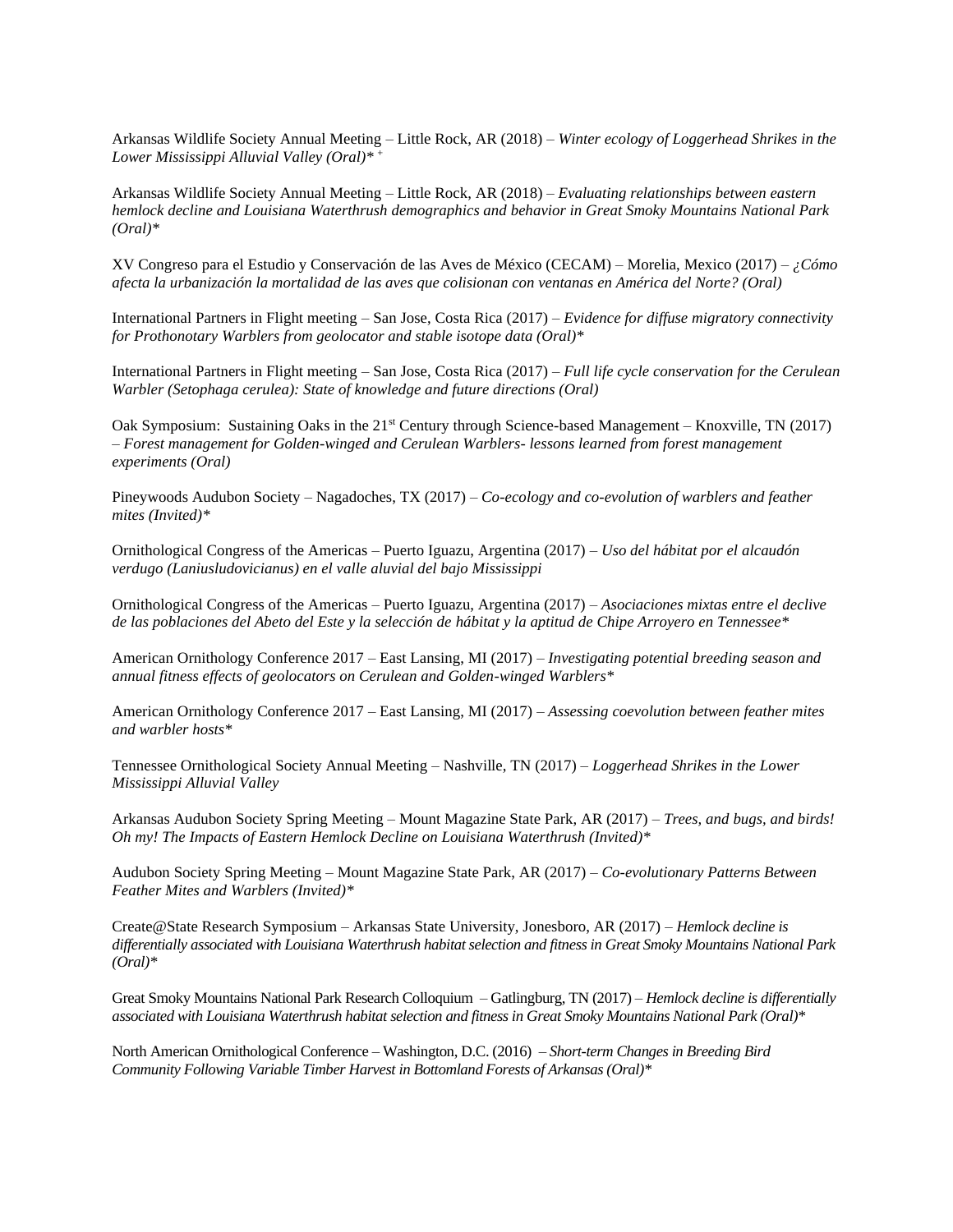Arkansas Wildlife Society Annual Meeting – Little Rock, AR (2018) – *Winter ecology of Loggerhead Shrikes in the Lower Mississippi Alluvial Valley (Oral)** [+]

Arkansas Wildlife Society Annual Meeting – Little Rock, AR (2018) – *Evaluating relationships between eastern hemlock decline and Louisiana Waterthrush demographics and behavior in Great Smoky Mountains National Park (Oral)**

XV Congreso para el Estudio y Conservación de las Aves de México (CECAM) – Morelia, Mexico (2017) – *¿Cómo afecta la urbanización la mortalidad de las aves que colisionan con ventanas en América del Norte? (Oral)*

International Partners in Flight meeting – San Jose, Costa Rica (2017) – *Evidence for diffuse migratory connectivity for Prothonotary Warblers from geolocator and stable isotope data (Oral)**

International Partners in Flight meeting – San Jose, Costa Rica (2017) – *Full life cycle conservation for the Cerulean Warbler (Setophaga cerulea): State of knowledge and future directions (Oral)*

Oak Symposium: Sustaining Oaks in the 21st Century through Science-based Management – Knoxville, TN (2017) – *Forest management for Golden-winged and Cerulean Warblers- lessons learned from forest management experiments (Oral)*

Pineywoods Audubon Society – Nagadoches, TX (2017) – *Co-ecology and co-evolution of warblers and feather mites (Invited)**

Ornithological Congress of the Americas – Puerto Iguazu, Argentina (2017) – *Uso del hábitat por el alcaudón verdugo (Laniusludovicianus) en el valle aluvial del bajo Mississippi*

Ornithological Congress of the Americas – Puerto Iguazu, Argentina (2017) – *Asociaciones mixtas entre el declive de las poblaciones del Abeto del Este y la selección de hábitat y la aptitud de Chipe Arroyero en Tennessee**

American Ornithology Conference 2017 – East Lansing, MI (2017) – *Investigating potential breeding season and annual fitness effects of geolocators on Cerulean and Golden-winged Warblers**

American Ornithology Conference 2017 – East Lansing, MI (2017) – *Assessing coevolution between feather mites and warbler hosts**

Tennessee Ornithological Society Annual Meeting – Nashville, TN (2017) – *Loggerhead Shrikes in the Lower Mississippi Alluvial Valley*

Arkansas Audubon Society Spring Meeting – Mount Magazine State Park, AR (2017) – *Trees, and bugs, and birds! Oh my! The Impacts of Eastern Hemlock Decline on Louisiana Waterthrush (Invited)**

Audubon Society Spring Meeting – Mount Magazine State Park, AR (2017) – *Co-evolutionary Patterns Between Feather Mites and Warblers (Invited)**

Create@State Research Symposium – Arkansas State University, Jonesboro, AR (2017) – *Hemlock decline is differentially associated with Louisiana Waterthrush habitat selection and fitness in Great Smoky Mountains National Park (Oral)**

Great Smoky Mountains National Park Research Colloquium – Gatlingburg, TN (2017) – *Hemlock decline is differentially associated with Louisiana Waterthrush habitat selection and fitness in Great Smoky Mountains National Park (Oral)**

North American Ornithological Conference – Washington, D.C. (2016) – *Short-term Changes in Breeding Bird Community Following Variable Timber Harvest in Bottomland Forests of Arkansas (Oral)**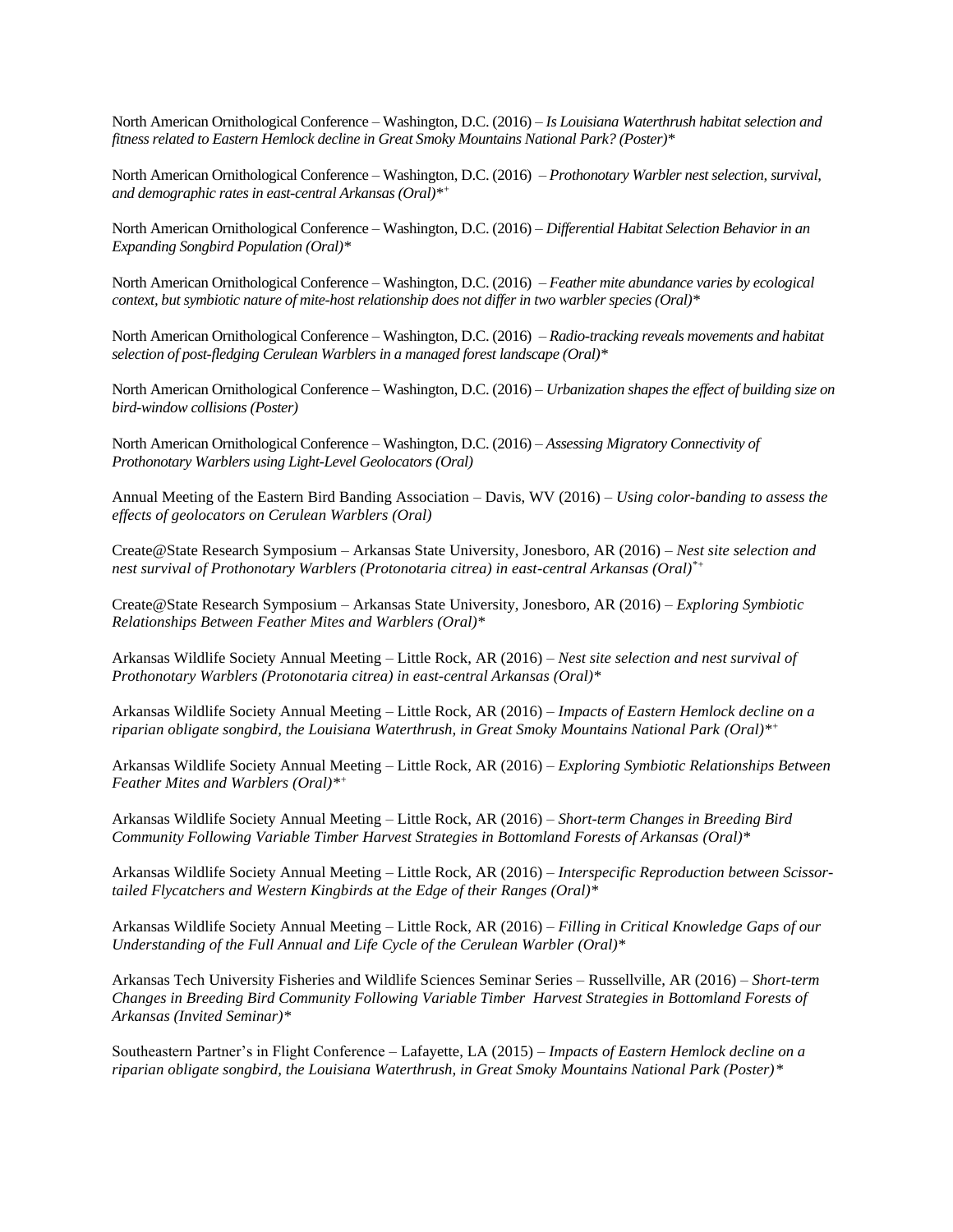North American Ornithological Conference – Washington, D.C. (2016) – *Is Louisiana Waterthrush habitat selection and fitness related to Eastern Hemlock decline in Great Smoky Mountains National Park? (Poster)**

North American Ornithological Conference – Washington, D.C. (2016) – *Prothonotary Warbler nest selection, survival, and demographic rates in east-central Arkansas (Oral)**+

North American Ornithological Conference – Washington, D.C. (2016) – *Differential Habitat Selection Behavior in an Expanding Songbird Population (Oral)**

North American Ornithological Conference – Washington, D.C. (2016) – *Feather mite abundance varies by ecological context, but symbiotic nature of mite-host relationship does not differ in two warbler species (Oral)**

North American Ornithological Conference – Washington, D.C. (2016) – *Radio-tracking reveals movements and habitat selection of post-fledging Cerulean Warblers in a managed forest landscape (Oral)**

North American Ornithological Conference – Washington, D.C. (2016) – *Urbanization shapes the effect of building size on bird-window collisions (Poster)*

North American Ornithological Conference – Washington, D.C. (2016) – *Assessing Migratory Connectivity of Prothonotary Warblers using Light-Level Geolocators (Oral)*

Annual Meeting of the Eastern Bird Banding Association – Davis, WV (2016) – *Using color-banding to assess the effects of geolocators on Cerulean Warblers (Oral)*

Create@State Research Symposium – Arkansas State University, Jonesboro, AR (2016) – *Nest site selection and nest survival of Prothonotary Warblers (Protonotaria citrea) in east-central Arkansas (Oral)**+

Create@State Research Symposium – Arkansas State University, Jonesboro, AR (2016) – *Exploring Symbiotic Relationships Between Feather Mites and Warblers (Oral)**

Arkansas Wildlife Society Annual Meeting – Little Rock, AR (2016) – *Nest site selection and nest survival of Prothonotary Warblers (Protonotaria citrea) in east-central Arkansas (Oral)**

Arkansas Wildlife Society Annual Meeting – Little Rock, AR (2016) – *Impacts of Eastern Hemlock decline on a riparian obligate songbird, the Louisiana Waterthrush, in Great Smoky Mountains National Park (Oral)**+

Arkansas Wildlife Society Annual Meeting – Little Rock, AR (2016) – *Exploring Symbiotic Relationships Between Feather Mites and Warblers (Oral)**+

Arkansas Wildlife Society Annual Meeting – Little Rock, AR (2016) – *Short-term Changes in Breeding Bird Community Following Variable Timber Harvest Strategies in Bottomland Forests of Arkansas (Oral)**

Arkansas Wildlife Society Annual Meeting – Little Rock, AR (2016) – *Interspecific Reproduction between Scissor-tailed Flycatchers and Western Kingbirds at the Edge of their Ranges (Oral)**

Arkansas Wildlife Society Annual Meeting – Little Rock, AR (2016) – *Filling in Critical Knowledge Gaps of our Understanding of the Full Annual and Life Cycle of the Cerulean Warbler (Oral)**

Arkansas Tech University Fisheries and Wildlife Sciences Seminar Series – Russellville, AR (2016) – *Short-term Changes in Breeding Bird Community Following Variable Timber Harvest Strategies in Bottomland Forests of Arkansas (Invited Seminar)**

Southeastern Partner's in Flight Conference – Lafayette, LA (2015) – *Impacts of Eastern Hemlock decline on a riparian obligate songbird, the Louisiana Waterthrush, in Great Smoky Mountains National Park (Poster)**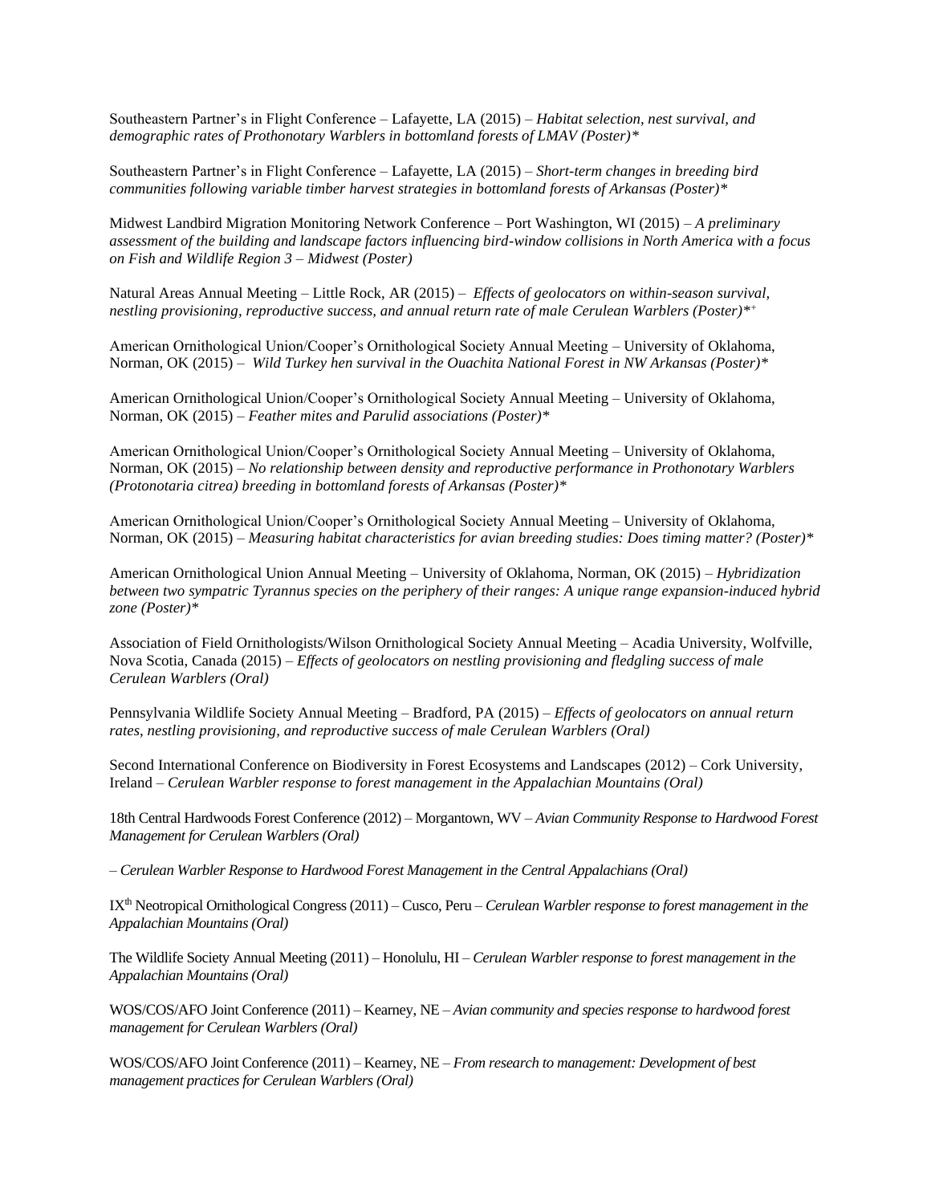Southeastern Partner's in Flight Conference – Lafayette, LA (2015) – *Habitat selection, nest survival, and demographic rates of Prothonotary Warblers in bottomland forests of LMAV (Poster)**

Southeastern Partner's in Flight Conference – Lafayette, LA (2015) – *Short-term changes in breeding bird communities following variable timber harvest strategies in bottomland forests of Arkansas (Poster)**

Midwest Landbird Migration Monitoring Network Conference – Port Washington, WI (2015) – *A preliminary assessment of the building and landscape factors influencing bird-window collisions in North America with a focus on Fish and Wildlife Region 3 – Midwest (Poster)*

Natural Areas Annual Meeting – Little Rock, AR (2015) – *Effects of geolocators on within-season survival, nestling provisioning, reproductive success, and annual return rate of male Cerulean Warblers (Poster)*⁺*

American Ornithological Union/Cooper's Ornithological Society Annual Meeting – University of Oklahoma, Norman, OK (2015) – *Wild Turkey hen survival in the Ouachita National Forest in NW Arkansas (Poster)**

American Ornithological Union/Cooper's Ornithological Society Annual Meeting – University of Oklahoma, Norman, OK (2015) – *Feather mites and Parulid associations (Poster)**

American Ornithological Union/Cooper's Ornithological Society Annual Meeting – University of Oklahoma, Norman, OK (2015) – *No relationship between density and reproductive performance in Prothonotary Warblers (Protonotaria citrea) breeding in bottomland forests of Arkansas (Poster)**

American Ornithological Union/Cooper's Ornithological Society Annual Meeting – University of Oklahoma, Norman, OK (2015) – *Measuring habitat characteristics for avian breeding studies: Does timing matter? (Poster)**

American Ornithological Union Annual Meeting – University of Oklahoma, Norman, OK (2015) – *Hybridization between two sympatric Tyrannus species on the periphery of their ranges: A unique range expansion-induced hybrid zone (Poster)**

Association of Field Ornithologists/Wilson Ornithological Society Annual Meeting – Acadia University, Wolfville, Nova Scotia, Canada (2015) – *Effects of geolocators on nestling provisioning and fledgling success of male Cerulean Warblers (Oral)*

Pennsylvania Wildlife Society Annual Meeting – Bradford, PA (2015) – *Effects of geolocators on annual return rates, nestling provisioning, and reproductive success of male Cerulean Warblers (Oral)*

Second International Conference on Biodiversity in Forest Ecosystems and Landscapes (2012) – Cork University, Ireland – *Cerulean Warbler response to forest management in the Appalachian Mountains (Oral)*

18th Central Hardwoods Forest Conference (2012) – Morgantown, WV – *Avian Community Response to Hardwood Forest Management for Cerulean Warblers (Oral)*

– *Cerulean Warbler Response to Hardwood Forest Management in the Central Appalachians (Oral)*

IX[th] Neotropical Ornithological Congress (2011) – Cusco, Peru – *Cerulean Warbler response to forest management in the Appalachian Mountains (Oral)*

The Wildlife Society Annual Meeting (2011) – Honolulu, HI – *Cerulean Warbler response to forest management in the Appalachian Mountains (Oral)*

WOS/COS/AFO Joint Conference (2011) – Kearney, NE – *Avian community and species response to hardwood forest management for Cerulean Warblers (Oral)*

WOS/COS/AFO Joint Conference (2011) – Kearney, NE – *From research to management: Development of best management practices for Cerulean Warblers (Oral)*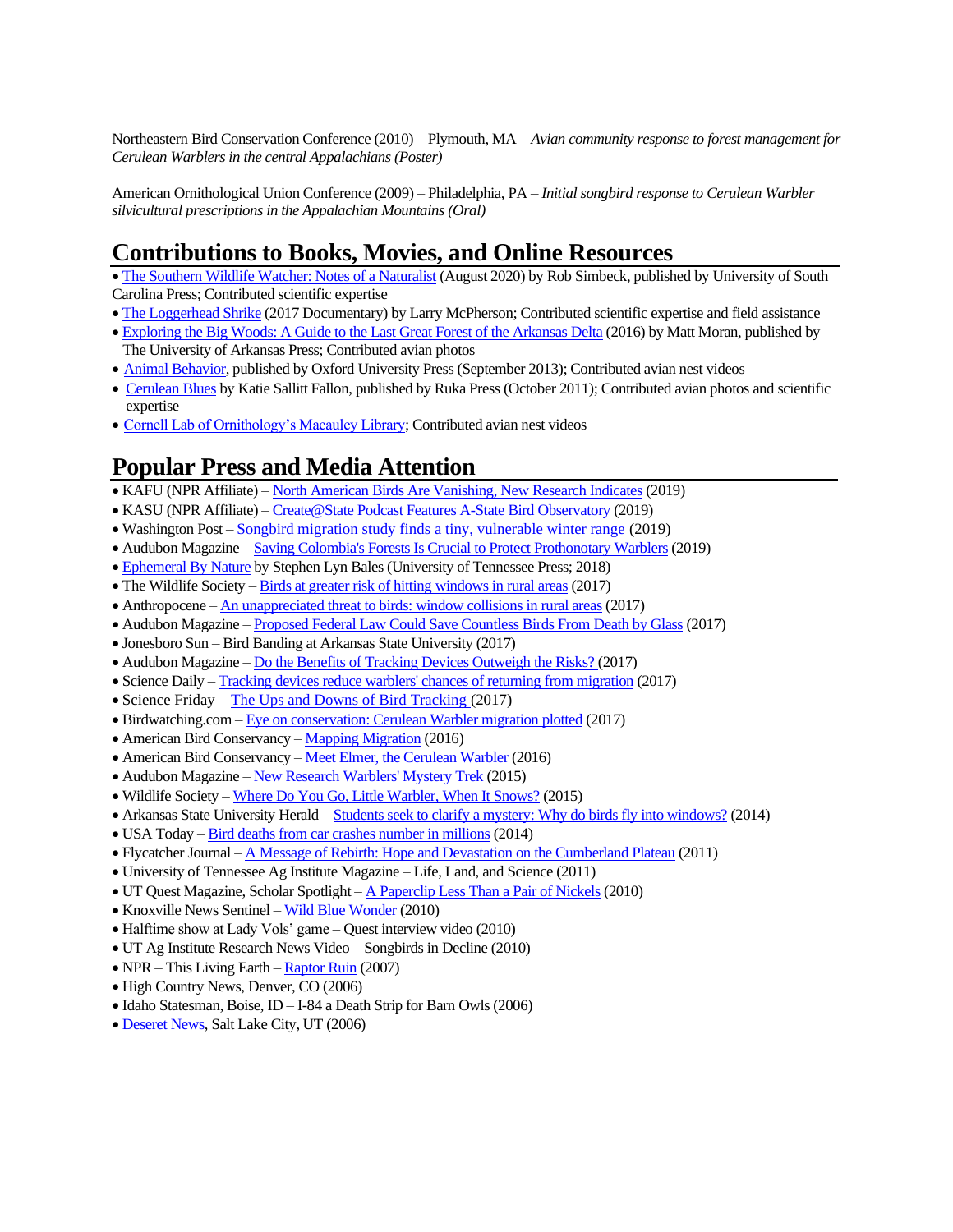Northeastern Bird Conservation Conference (2010) – Plymouth, MA – *Avian community response to forest management for Cerulean Warblers in the central Appalachians (Poster)*

American Ornithological Union Conference (2009) – Philadelphia, PA – *Initial songbird response to Cerulean Warbler silvicultural prescriptions in the Appalachian Mountains (Oral)*

# Contributions to Books, Movies, and Online Resources

- The Southern Wildlife Watcher: Notes of a Naturalist (August 2020) by Rob Simbeck, published by University of South Carolina Press; Contributed scientific expertise
- The Loggerhead Shrike (2017 Documentary) by Larry McPherson; Contributed scientific expertise and field assistance
- Exploring the Big Woods: A Guide to the Last Great Forest of the Arkansas Delta (2016) by Matt Moran, published by The University of Arkansas Press; Contributed avian photos
- Animal Behavior, published by Oxford University Press (September 2013); Contributed avian nest videos
- Cerulean Blues by Katie Sallitt Fallon, published by Ruka Press (October 2011); Contributed avian photos and scientific expertise
- Cornell Lab of Ornithology's Macauley Library; Contributed avian nest videos

# Popular Press and Media Attention

- KAFU (NPR Affiliate) – North American Birds Are Vanishing, New Research Indicates (2019)
- KASU (NPR Affiliate) – Create@State Podcast Features A-State Bird Observatory (2019)
- Washington Post – Songbird migration study finds a tiny, vulnerable winter range (2019)
- Audubon Magazine – Saving Colombia's Forests Is Crucial to Protect Prothonotary Warblers (2019)
- Ephemeral By Nature by Stephen Lyn Bales (University of Tennessee Press; 2018)
- The Wildlife Society – Birds at greater risk of hitting windows in rural areas (2017)
- Anthropocene – An unappreciated threat to birds: window collisions in rural areas (2017)
- Audubon Magazine – Proposed Federal Law Could Save Countless Birds From Death by Glass (2017)
- Jonesboro Sun – Bird Banding at Arkansas State University (2017)
- Audubon Magazine – Do the Benefits of Tracking Devices Outweigh the Risks? (2017)
- Science Daily – Tracking devices reduce warblers' chances of returning from migration (2017)
- Science Friday – The Ups and Downs of Bird Tracking (2017)
- Birdwatching.com – Eye on conservation: Cerulean Warbler migration plotted (2017)
- American Bird Conservancy – Mapping Migration (2016)
- American Bird Conservancy – Meet Elmer, the Cerulean Warbler (2016)
- Audubon Magazine – New Research Warblers' Mystery Trek (2015)
- Wildlife Society – Where Do You Go, Little Warbler, When It Snows? (2015)
- Arkansas State University Herald – Students seek to clarify a mystery: Why do birds fly into windows? (2014)
- USA Today – Bird deaths from car crashes number in millions (2014)
- Flycatcher Journal – A Message of Rebirth: Hope and Devastation on the Cumberland Plateau (2011)
- University of Tennessee Ag Institute Magazine – Life, Land, and Science (2011)
- UT Quest Magazine, Scholar Spotlight – A Paperclip Less Than a Pair of Nickels (2010)
- Knoxville News Sentinel – Wild Blue Wonder (2010)
- Halftime show at Lady Vols' game – Quest interview video (2010)
- UT Ag Institute Research News Video – Songbirds in Decline (2010)
- NPR – This Living Earth – Raptor Ruin (2007)
- High Country News, Denver, CO (2006)
- Idaho Statesman, Boise, ID – I-84 a Death Strip for Barn Owls (2006)
- Deseret News, Salt Lake City, UT (2006)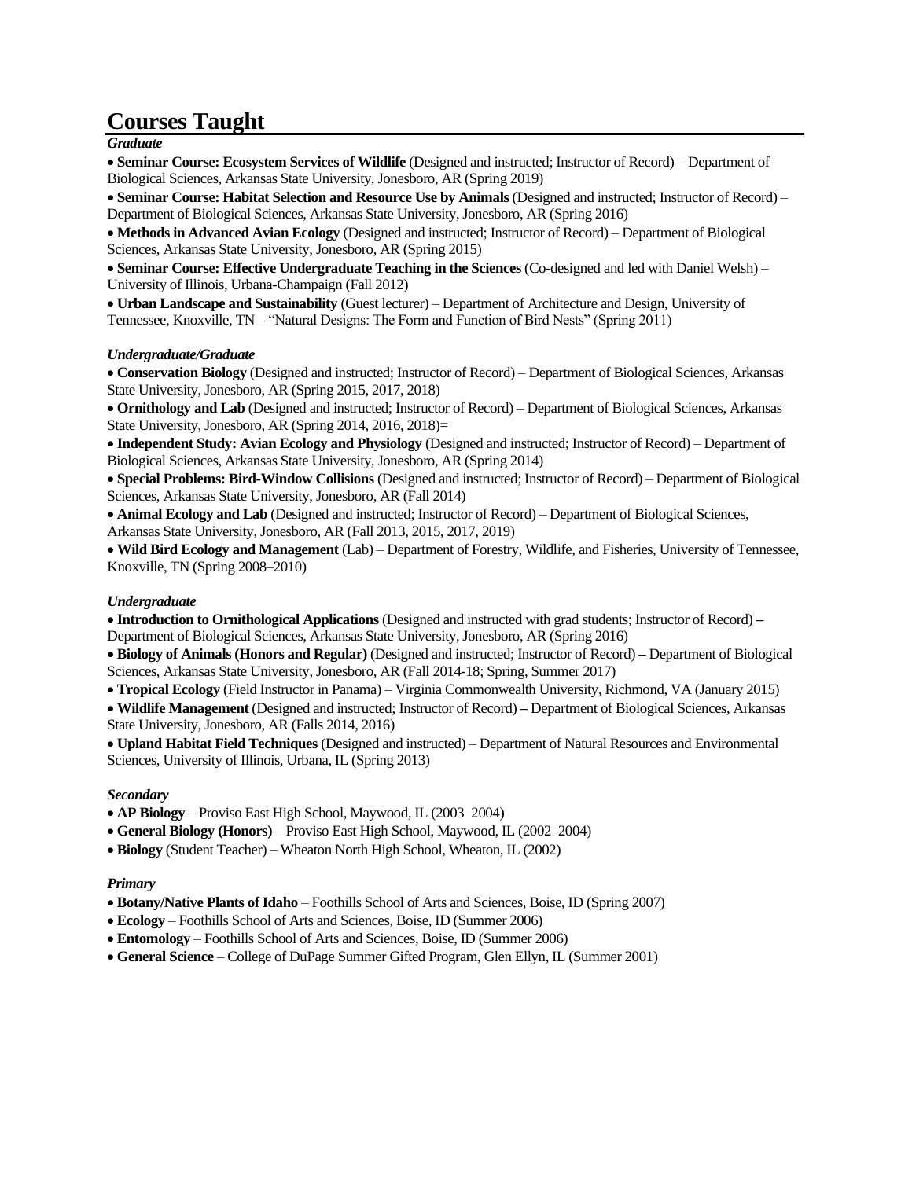# Courses Taught

***Graduate***

- **Seminar Course: Ecosystem Services of Wildlife** (Designed and instructed; Instructor of Record) – Department of Biological Sciences, Arkansas State University, Jonesboro, AR (Spring 2019)
- **Seminar Course: Habitat Selection and Resource Use by Animals** (Designed and instructed; Instructor of Record) – Department of Biological Sciences, Arkansas State University, Jonesboro, AR (Spring 2016)
- **Methods in Advanced Avian Ecology** (Designed and instructed; Instructor of Record) – Department of Biological Sciences, Arkansas State University, Jonesboro, AR (Spring 2015)
- **Seminar Course: Effective Undergraduate Teaching in the Sciences** (Co-designed and led with Daniel Welsh) – University of Illinois, Urbana-Champaign (Fall 2012)
- **Urban Landscape and Sustainability** (Guest lecturer) – Department of Architecture and Design, University of Tennessee, Knoxville, TN – "Natural Designs: The Form and Function of Bird Nests" (Spring 2011)

*Undergraduate/Graduate*

- **Conservation Biology** (Designed and instructed; Instructor of Record) – Department of Biological Sciences, Arkansas State University, Jonesboro, AR (Spring 2015, 2017, 2018)
- **Ornithology and Lab** (Designed and instructed; Instructor of Record) – Department of Biological Sciences, Arkansas State University, Jonesboro, AR (Spring 2014, 2016, 2018)=
- **Independent Study: Avian Ecology and Physiology** (Designed and instructed; Instructor of Record) – Department of Biological Sciences, Arkansas State University, Jonesboro, AR (Spring 2014)
- **Special Problems: Bird-Window Collisions** (Designed and instructed; Instructor of Record) – Department of Biological Sciences, Arkansas State University, Jonesboro, AR (Fall 2014)
- **Animal Ecology and Lab** (Designed and instructed; Instructor of Record) – Department of Biological Sciences, Arkansas State University, Jonesboro, AR (Fall 2013, 2015, 2017, 2019)
- **Wild Bird Ecology and Management** (Lab) – Department of Forestry, Wildlife, and Fisheries, University of Tennessee, Knoxville, TN (Spring 2008–2010)

*Undergraduate*

- **Introduction to Ornithological Applications** (Designed and instructed with grad students; Instructor of Record) **–** Department of Biological Sciences, Arkansas State University, Jonesboro, AR (Spring 2016)
- **Biology of Animals (Honors and Regular)** (Designed and instructed; Instructor of Record) **–** Department of Biological Sciences, Arkansas State University, Jonesboro, AR (Fall 2014-18; Spring, Summer 2017)
- **Tropical Ecology** (Field Instructor in Panama) – Virginia Commonwealth University, Richmond, VA (January 2015)
- **Wildlife Management** (Designed and instructed; Instructor of Record) **–** Department of Biological Sciences, Arkansas State University, Jonesboro, AR (Falls 2014, 2016)
- **Upland Habitat Field Techniques** (Designed and instructed) – Department of Natural Resources and Environmental Sciences, University of Illinois, Urbana, IL (Spring 2013)

*Secondary*

- **AP Biology** – Proviso East High School, Maywood, IL (2003–2004)
- **General Biology (Honors)** – Proviso East High School, Maywood, IL (2002–2004)
- **Biology** (Student Teacher) – Wheaton North High School, Wheaton, IL (2002)

*Primary*

- **Botany/Native Plants of Idaho** – Foothills School of Arts and Sciences, Boise, ID (Spring 2007)
- **Ecology** – Foothills School of Arts and Sciences, Boise, ID (Summer 2006)
- **Entomology** – Foothills School of Arts and Sciences, Boise, ID (Summer 2006)
- **General Science** – College of DuPage Summer Gifted Program, Glen Ellyn, IL (Summer 2001)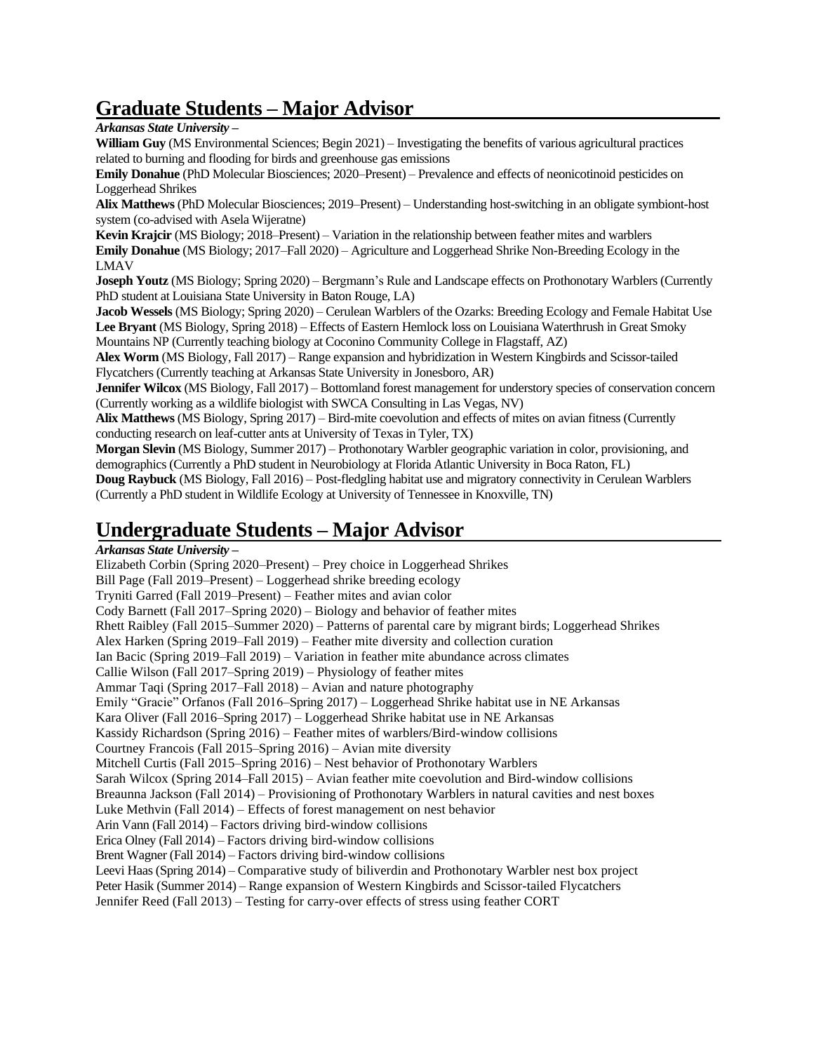## Graduate Students – Major Advisor

***Arkansas State University –***

**William Guy** (MS Environmental Sciences; Begin 2021) – Investigating the benefits of various agricultural practices related to burning and flooding for birds and greenhouse gas emissions

**Emily Donahue** (PhD Molecular Biosciences; 2020–Present) – Prevalence and effects of neonicotinoid pesticides on Loggerhead Shrikes

**Alix Matthews** (PhD Molecular Biosciences; 2019–Present) – Understanding host-switching in an obligate symbiont-host system (co-advised with Asela Wijeratne)

**Kevin Krajcir** (MS Biology; 2018–Present) – Variation in the relationship between feather mites and warblers

**Emily Donahue** (MS Biology; 2017–Fall 2020) – Agriculture and Loggerhead Shrike Non-Breeding Ecology in the LMAV

**Joseph Youtz** (MS Biology; Spring 2020) – Bergmann's Rule and Landscape effects on Prothonotary Warblers (Currently PhD student at Louisiana State University in Baton Rouge, LA)

**Jacob Wessels** (MS Biology; Spring 2020) – Cerulean Warblers of the Ozarks: Breeding Ecology and Female Habitat Use

**Lee Bryant** (MS Biology, Spring 2018) – Effects of Eastern Hemlock loss on Louisiana Waterthrush in Great Smoky Mountains NP (Currently teaching biology at Coconino Community College in Flagstaff, AZ)

**Alex Worm** (MS Biology, Fall 2017) – Range expansion and hybridization in Western Kingbirds and Scissor-tailed Flycatchers (Currently teaching at Arkansas State University in Jonesboro, AR)

**Jennifer Wilcox** (MS Biology, Fall 2017) – Bottomland forest management for understory species of conservation concern (Currently working as a wildlife biologist with SWCA Consulting in Las Vegas, NV)

**Alix Matthews** (MS Biology, Spring 2017) – Bird-mite coevolution and effects of mites on avian fitness (Currently conducting research on leaf-cutter ants at University of Texas in Tyler, TX)

**Morgan Slevin** (MS Biology, Summer 2017) – Prothonotary Warbler geographic variation in color, provisioning, and demographics (Currently a PhD student in Neurobiology at Florida Atlantic University in Boca Raton, FL)

**Doug Raybuck** (MS Biology, Fall 2016) – Post-fledgling habitat use and migratory connectivity in Cerulean Warblers (Currently a PhD student in Wildlife Ecology at University of Tennessee in Knoxville, TN)

## Undergraduate Students – Major Advisor

***Arkansas State University –***

Elizabeth Corbin (Spring 2020–Present) – Prey choice in Loggerhead Shrikes
Bill Page (Fall 2019–Present) – Loggerhead shrike breeding ecology
Tryniti Garred (Fall 2019–Present) – Feather mites and avian color
Cody Barnett (Fall 2017–Spring 2020) – Biology and behavior of feather mites
Rhett Raibley (Fall 2015–Summer 2020) – Patterns of parental care by migrant birds; Loggerhead Shrikes
Alex Harken (Spring 2019–Fall 2019) – Feather mite diversity and collection curation
Ian Bacic (Spring 2019–Fall 2019) – Variation in feather mite abundance across climates
Callie Wilson (Fall 2017–Spring 2019) – Physiology of feather mites
Ammar Taqi (Spring 2017–Fall 2018) – Avian and nature photography
Emily "Gracie" Orfanos (Fall 2016–Spring 2017) – Loggerhead Shrike habitat use in NE Arkansas
Kara Oliver (Fall 2016–Spring 2017) – Loggerhead Shrike habitat use in NE Arkansas
Kassidy Richardson (Spring 2016) – Feather mites of warblers/Bird-window collisions
Courtney Francois (Fall 2015–Spring 2016) – Avian mite diversity
Mitchell Curtis (Fall 2015–Spring 2016) – Nest behavior of Prothonotary Warblers
Sarah Wilcox (Spring 2014–Fall 2015) – Avian feather mite coevolution and Bird-window collisions
Breaunna Jackson (Fall 2014) – Provisioning of Prothonotary Warblers in natural cavities and nest boxes
Luke Methvin (Fall 2014) – Effects of forest management on nest behavior
Arin Vann (Fall 2014) – Factors driving bird-window collisions
Erica Olney (Fall 2014) – Factors driving bird-window collisions
Brent Wagner (Fall 2014) – Factors driving bird-window collisions
Leevi Haas (Spring 2014) – Comparative study of biliverdin and Prothonotary Warbler nest box project
Peter Hasik (Summer 2014) – Range expansion of Western Kingbirds and Scissor-tailed Flycatchers
Jennifer Reed (Fall 2013) – Testing for carry-over effects of stress using feather CORT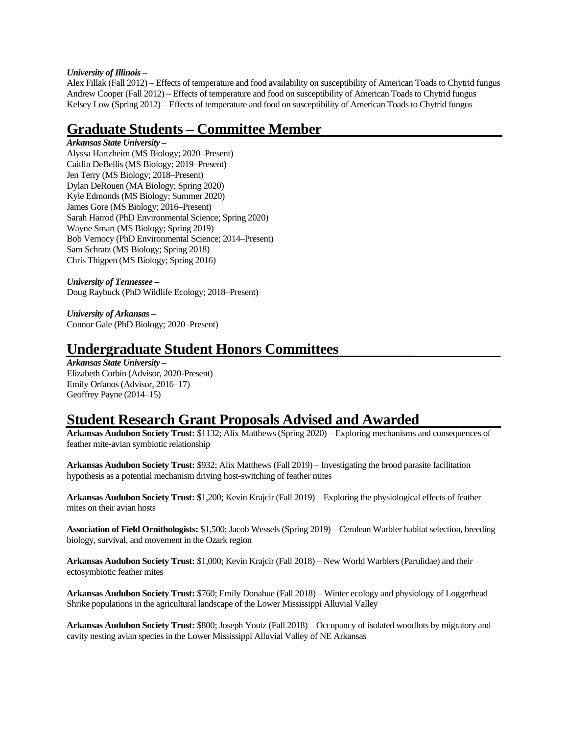***University of Illinois –***

Alex Fillak (Fall 2012) – Effects of temperature and food availability on susceptibility of American Toads to Chytrid fungus
Andrew Cooper (Fall 2012) – Effects of temperature and food on susceptibility of American Toads to Chytrid fungus
Kelsey Low (Spring 2012) – Effects of temperature and food on susceptibility of American Toads to Chytrid fungus

## Graduate Students – Committee Member

***Arkansas State University –***

Alyssa Hartzheim (MS Biology; 2020–Present)
Caitlin DeBellis (MS Biology; 2019–Present)
Jen Terry (MS Biology; 2018–Present)
Dylan DeRouen (MA Biology; Spring 2020)
Kyle Edmonds (MS Biology; Summer 2020)
James Gore (MS Biology; 2016–Present)
Sarah Harrod (PhD Environmental Science; Spring 2020)
Wayne Smart (MS Biology; Spring 2019)
Bob Vernocy (PhD Environmental Science; 2014–Present)
Sam Schratz (MS Biology; Spring 2018)
Chris Thigpen (MS Biology; Spring 2016)

***University of Tennessee –***

Doug Raybuck (PhD Wildlife Ecology; 2018–Present)

***University of Arkansas –***

Connor Gale (PhD Biology; 2020–Present)

## Undergraduate Student Honors Committees

***Arkansas State University –***

Elizabeth Corbin (Advisor, 2020-Present)
Emily Orfanos (Advisor, 2016–17)
Geoffrey Payne (2014–15)

## Student Research Grant Proposals Advised and Awarded

**Arkansas Audubon Society Trust:** $1132; Alix Matthews (Spring 2020) – Exploring mechanisms and consequences of feather mite-avian symbiotic relationship

**Arkansas Audubon Society Trust:** $932; Alix Matthews (Fall 2019) – Investigating the brood parasite facilitation hypothesis as a potential mechanism driving host-switching of feather mites

**Arkansas Audubon Society Trust: $**1,200; Kevin Krajcir (Fall 2019) – Exploring the physiological effects of feather mites on their avian hosts

**Association of Field Ornithologists:** $1,500; Jacob Wessels (Spring 2019) – Cerulean Warbler habitat selection, breeding biology, survival, and movement in the Ozark region

**Arkansas Audubon Society Trust:** $1,000; Kevin Krajcir (Fall 2018) – New World Warblers (Parulidae) and their ectosymbiotic feather mites

**Arkansas Audubon Society Trust:** $760; Emily Donahue (Fall 2018) – Winter ecology and physiology of Loggerhead Shrike populations in the agricultural landscape of the Lower Mississippi Alluvial Valley

**Arkansas Audubon Society Trust:** $800; Joseph Youtz (Fall 2018) – Occupancy of isolated woodlots by migratory and cavity nesting avian species in the Lower Mississippi Alluvial Valley of NE Arkansas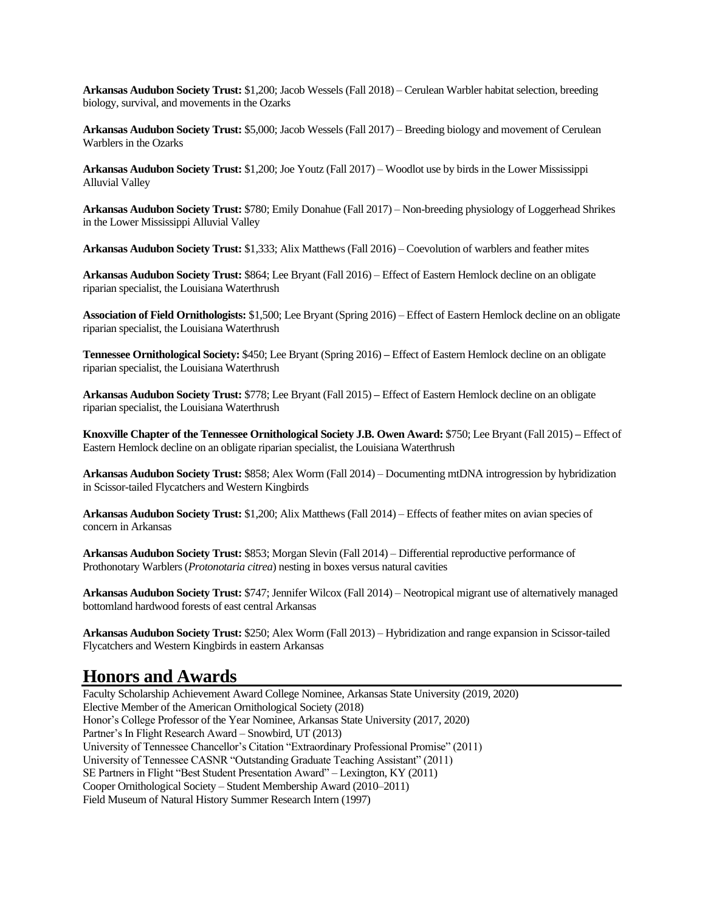**Arkansas Audubon Society Trust:** $1,200; Jacob Wessels (Fall 2018) – Cerulean Warbler habitat selection, breeding biology, survival, and movements in the Ozarks

**Arkansas Audubon Society Trust:** $5,000; Jacob Wessels (Fall 2017) – Breeding biology and movement of Cerulean Warblers in the Ozarks

**Arkansas Audubon Society Trust:** $1,200; Joe Youtz (Fall 2017) – Woodlot use by birds in the Lower Mississippi Alluvial Valley

**Arkansas Audubon Society Trust:** $780; Emily Donahue (Fall 2017) – Non-breeding physiology of Loggerhead Shrikes in the Lower Mississippi Alluvial Valley

**Arkansas Audubon Society Trust:** $1,333; Alix Matthews (Fall 2016) – Coevolution of warblers and feather mites

**Arkansas Audubon Society Trust:** $864; Lee Bryant (Fall 2016) – Effect of Eastern Hemlock decline on an obligate riparian specialist, the Louisiana Waterthrush

**Association of Field Ornithologists:** $1,500; Lee Bryant (Spring 2016) – Effect of Eastern Hemlock decline on an obligate riparian specialist, the Louisiana Waterthrush

**Tennessee Ornithological Society:** $450; Lee Bryant (Spring 2016) **–** Effect of Eastern Hemlock decline on an obligate riparian specialist, the Louisiana Waterthrush

**Arkansas Audubon Society Trust:** $778; Lee Bryant (Fall 2015) **–** Effect of Eastern Hemlock decline on an obligate riparian specialist, the Louisiana Waterthrush

**Knoxville Chapter of the Tennessee Ornithological Society J.B. Owen Award:** $750; Lee Bryant (Fall 2015) **–** Effect of Eastern Hemlock decline on an obligate riparian specialist, the Louisiana Waterthrush

**Arkansas Audubon Society Trust:** $858; Alex Worm (Fall 2014) – Documenting mtDNA introgression by hybridization in Scissor-tailed Flycatchers and Western Kingbirds

**Arkansas Audubon Society Trust:** $1,200; Alix Matthews (Fall 2014) – Effects of feather mites on avian species of concern in Arkansas

**Arkansas Audubon Society Trust:** $853; Morgan Slevin (Fall 2014) – Differential reproductive performance of Prothonotary Warblers (*Protonotaria citrea*) nesting in boxes versus natural cavities

**Arkansas Audubon Society Trust:** $747; Jennifer Wilcox (Fall 2014) – Neotropical migrant use of alternatively managed bottomland hardwood forests of east central Arkansas

**Arkansas Audubon Society Trust:** $250; Alex Worm (Fall 2013) – Hybridization and range expansion in Scissor-tailed Flycatchers and Western Kingbirds in eastern Arkansas

# Honors and Awards

Faculty Scholarship Achievement Award College Nominee, Arkansas State University (2019, 2020)
Elective Member of the American Ornithological Society (2018)
Honor's College Professor of the Year Nominee, Arkansas State University (2017, 2020)
Partner's In Flight Research Award – Snowbird, UT (2013)
University of Tennessee Chancellor's Citation "Extraordinary Professional Promise" (2011)
University of Tennessee CASNR "Outstanding Graduate Teaching Assistant" (2011)
SE Partners in Flight "Best Student Presentation Award" – Lexington, KY (2011)
Cooper Ornithological Society – Student Membership Award (2010–2011)
Field Museum of Natural History Summer Research Intern (1997)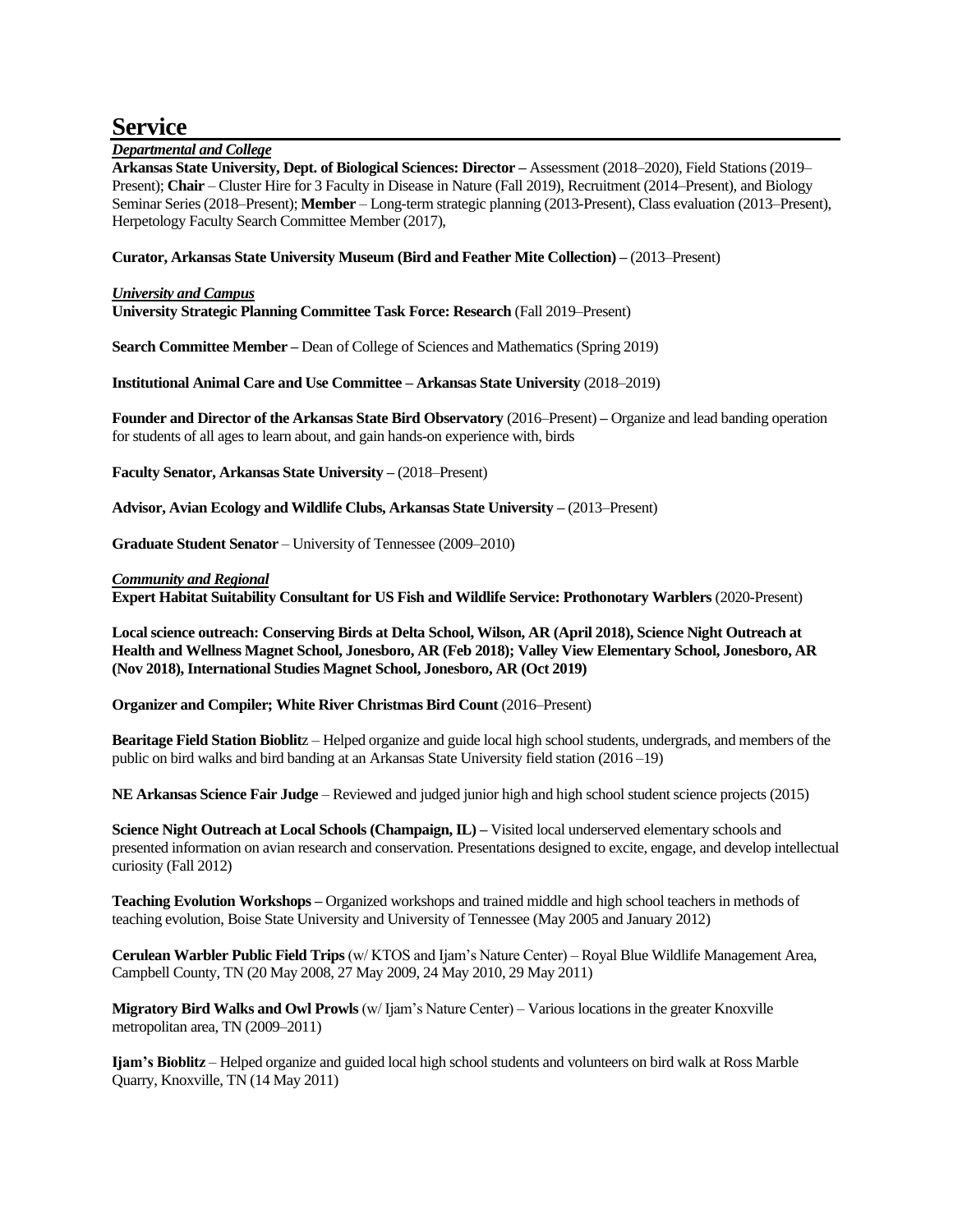# Service

***Departmental and College***

**Arkansas State University, Dept. of Biological Sciences: Director –** Assessment (2018–2020), Field Stations (2019–Present); **Chair** – Cluster Hire for 3 Faculty in Disease in Nature (Fall 2019), Recruitment (2014–Present), and Biology Seminar Series (2018–Present); **Member** – Long-term strategic planning (2013-Present), Class evaluation (2013–Present), Herpetology Faculty Search Committee Member (2017),

**Curator, Arkansas State University Museum (Bird and Feather Mite Collection) –** (2013–Present)

***University and Campus***

**University Strategic Planning Committee Task Force: Research** (Fall 2019–Present)

**Search Committee Member –** Dean of College of Sciences and Mathematics (Spring 2019)

**Institutional Animal Care and Use Committee – Arkansas State University** (2018–2019)

**Founder and Director of the Arkansas State Bird Observatory** (2016–Present) **–** Organize and lead banding operation for students of all ages to learn about, and gain hands-on experience with, birds

**Faculty Senator, Arkansas State University –** (2018–Present)

**Advisor, Avian Ecology and Wildlife Clubs, Arkansas State University –** (2013–Present)

**Graduate Student Senator** – University of Tennessee (2009–2010)

***Community and Regional***

**Expert Habitat Suitability Consultant for US Fish and Wildlife Service: Prothonotary Warblers** (2020-Present)

**Local science outreach: Conserving Birds at Delta School, Wilson, AR (April 2018), Science Night Outreach at Health and Wellness Magnet School, Jonesboro, AR (Feb 2018); Valley View Elementary School, Jonesboro, AR (Nov 2018), International Studies Magnet School, Jonesboro, AR (Oct 2019)**

**Organizer and Compiler; White River Christmas Bird Count** (2016–Present)

**Bearitage Field Station Bioblit**z – Helped organize and guide local high school students, undergrads, and members of the public on bird walks and bird banding at an Arkansas State University field station (2016 –19)

**NE Arkansas Science Fair Judge** – Reviewed and judged junior high and high school student science projects (2015)

**Science Night Outreach at Local Schools (Champaign, IL) –** Visited local underserved elementary schools and presented information on avian research and conservation. Presentations designed to excite, engage, and develop intellectual curiosity (Fall 2012)

**Teaching Evolution Workshops –** Organized workshops and trained middle and high school teachers in methods of teaching evolution, Boise State University and University of Tennessee (May 2005 and January 2012)

**Cerulean Warbler Public Field Trips** (w/ KTOS and Ijam's Nature Center) – Royal Blue Wildlife Management Area, Campbell County, TN (20 May 2008, 27 May 2009, 24 May 2010, 29 May 2011)

**Migratory Bird Walks and Owl Prowls** (w/ Ijam's Nature Center) – Various locations in the greater Knoxville metropolitan area, TN (2009–2011)

**Ijam's Bioblitz** – Helped organize and guided local high school students and volunteers on bird walk at Ross Marble Quarry, Knoxville, TN (14 May 2011)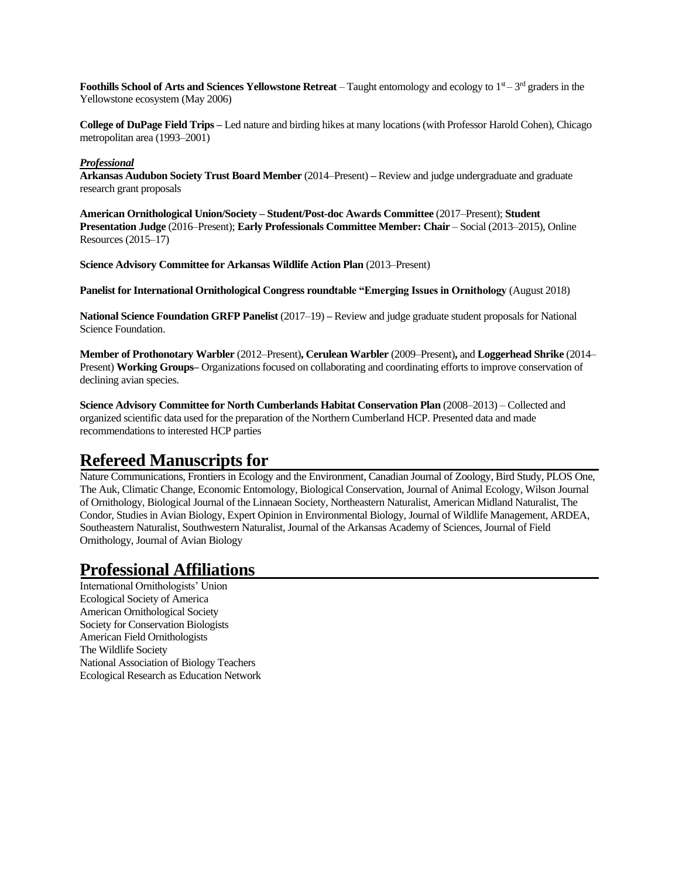**Foothills School of Arts and Sciences Yellowstone Retreat** – Taught entomology and ecology to 1st – 3rd graders in the Yellowstone ecosystem (May 2006)

**College of DuPage Field Trips –** Led nature and birding hikes at many locations (with Professor Harold Cohen), Chicago metropolitan area (1993–2001)

***Professional***

**Arkansas Audubon Society Trust Board Member** (2014–Present) **–** Review and judge undergraduate and graduate research grant proposals

**American Ornithological Union/Society – Student/Post-doc Awards Committee** (2017–Present); **Student Presentation Judge** (2016–Present); **Early Professionals Committee Member: Chair** – Social (2013–2015), Online Resources (2015–17)

**Science Advisory Committee for Arkansas Wildlife Action Plan** (2013–Present)

**Panelist for International Ornithological Congress roundtable "Emerging Issues in Ornithology** (August 2018)

**National Science Foundation GRFP Panelist** (2017–19) **–** Review and judge graduate student proposals for National Science Foundation.

**Member of Prothonotary Warbler** (2012–Present)**, Cerulean Warbler** (2009–Present)**,** and **Loggerhead Shrike** (2014–Present) **Working Groups–** Organizations focused on collaborating and coordinating efforts to improve conservation of declining avian species.

**Science Advisory Committee for North Cumberlands Habitat Conservation Plan** (2008–2013) – Collected and organized scientific data used for the preparation of the Northern Cumberland HCP. Presented data and made recommendations to interested HCP parties

# Refereed Manuscripts for

Nature Communications, Frontiers in Ecology and the Environment, Canadian Journal of Zoology, Bird Study, PLOS One, The Auk, Climatic Change, Economic Entomology, Biological Conservation, Journal of Animal Ecology, Wilson Journal of Ornithology, Biological Journal of the Linnaean Society, Northeastern Naturalist, American Midland Naturalist, The Condor, Studies in Avian Biology, Expert Opinion in Environmental Biology, Journal of Wildlife Management, ARDEA, Southeastern Naturalist, Southwestern Naturalist, Journal of the Arkansas Academy of Sciences, Journal of Field Ornithology, Journal of Avian Biology

# Professional Affiliations

International Ornithologists' Union
Ecological Society of America
American Ornithological Society
Society for Conservation Biologists
American Field Ornithologists
The Wildlife Society
National Association of Biology Teachers
Ecological Research as Education Network